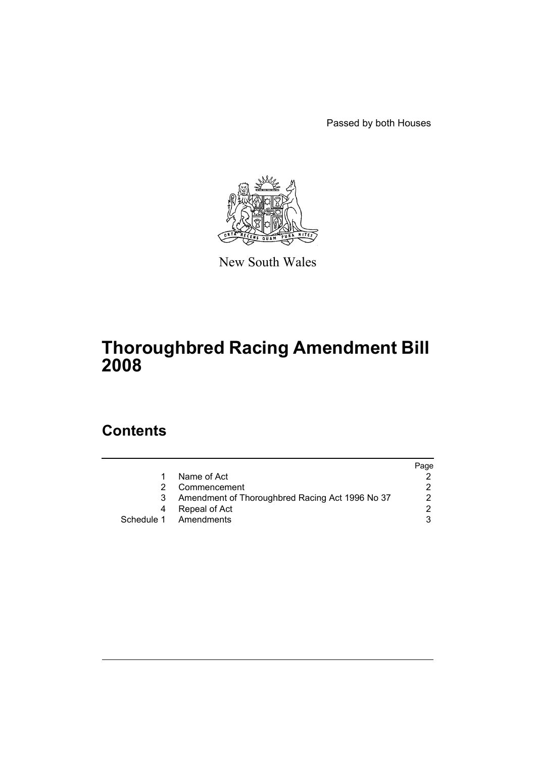Passed by both Houses

New South Wales

# Thoroughbred Racing Amendment Bill 2008

## Contents

| | | Page |
|---|---|---|
| 1 | Name of Act | 2 |
| 2 | Commencement | 2 |
| 3 | Amendment of Thoroughbred Racing Act 1996 No 37 | 2 |
| 4 | Repeal of Act | 2 |
| Schedule 1 | Amendments | 3 |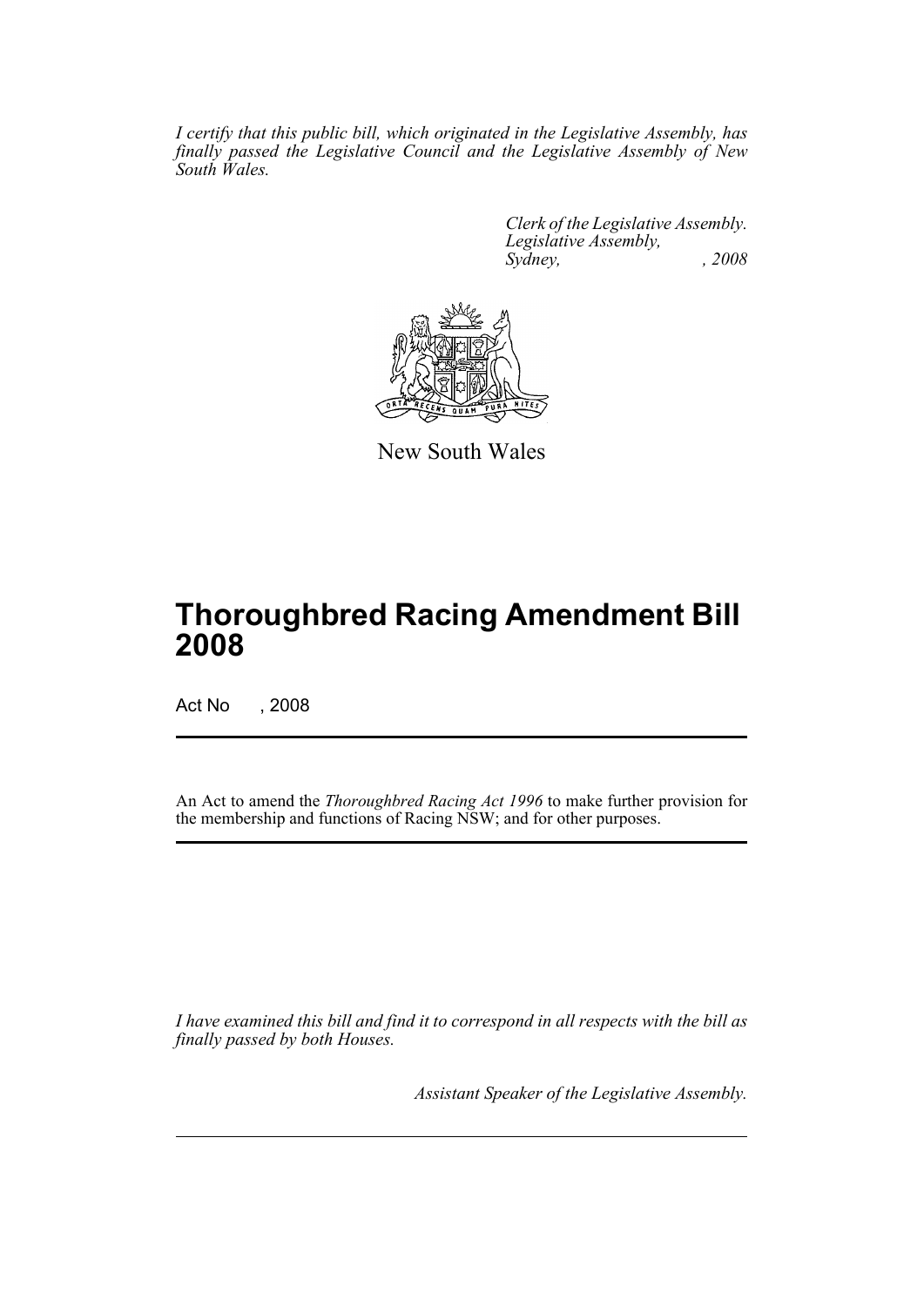*I certify that this public bill, which originated in the Legislative Assembly, has finally passed the Legislative Council and the Legislative Assembly of New South Wales.*

*Clerk of the Legislative Assembly.*
*Legislative Assembly,*
*Sydney, , 2008*

New South Wales

# Thoroughbred Racing Amendment Bill 2008

Act No , 2008

An Act to amend the *Thoroughbred Racing Act 1996* to make further provision for the membership and functions of Racing NSW; and for other purposes.

*I have examined this bill and find it to correspond in all respects with the bill as finally passed by both Houses.*

*Assistant Speaker of the Legislative Assembly.*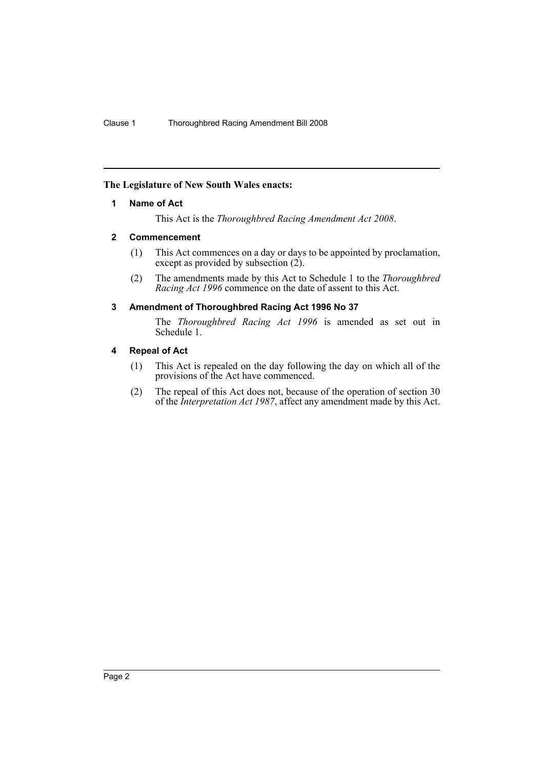**The Legislature of New South Wales enacts:**

## 1 Name of Act

This Act is the *Thoroughbred Racing Amendment Act 2008*.

## 2 Commencement

(1) This Act commences on a day or days to be appointed by proclamation, except as provided by subsection (2).

(2) The amendments made by this Act to Schedule 1 to the *Thoroughbred Racing Act 1996* commence on the date of assent to this Act.

## 3 Amendment of Thoroughbred Racing Act 1996 No 37

The *Thoroughbred Racing Act 1996* is amended as set out in Schedule 1.

## 4 Repeal of Act

(1) This Act is repealed on the day following the day on which all of the provisions of the Act have commenced.

(2) The repeal of this Act does not, because of the operation of section 30 of the *Interpretation Act 1987*, affect any amendment made by this Act.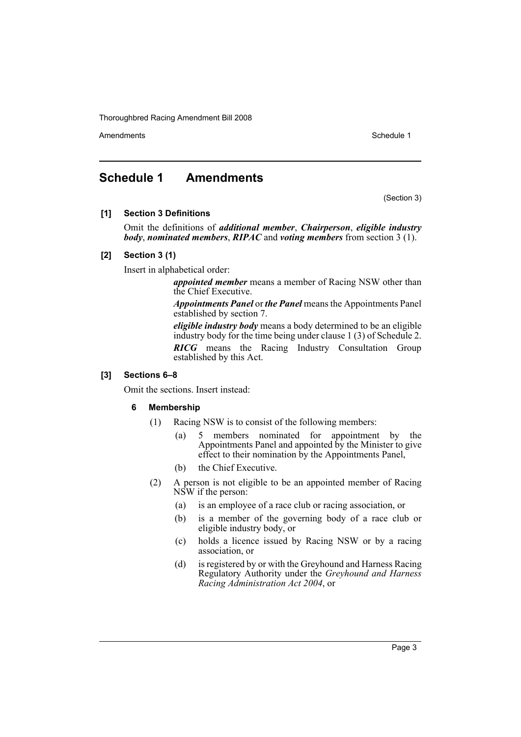## Schedule 1 Amendments

(Section 3)

### [1] Section 3 Definitions

Omit the definitions of ***additional member***, ***Chairperson***, ***eligible industry body***, ***nominated members***, ***RIPAC*** and ***voting members*** from section 3 (1).

### [2] Section 3 (1)

Insert in alphabetical order:

> ***appointed member*** means a member of Racing NSW other than the Chief Executive.
>
> ***Appointments Panel*** or ***the Panel*** means the Appointments Panel established by section 7.
>
> ***eligible industry body*** means a body determined to be an eligible industry body for the time being under clause 1 (3) of Schedule 2.
>
> ***RICG*** means the Racing Industry Consultation Group established by this Act.

### [3] Sections 6–8

Omit the sections. Insert instead:

#### 6 Membership

(1) Racing NSW is to consist of the following members:

- (a) 5 members nominated for appointment by the Appointments Panel and appointed by the Minister to give effect to their nomination by the Appointments Panel,
- (b) the Chief Executive.

(2) A person is not eligible to be an appointed member of Racing NSW if the person:

- (a) is an employee of a race club or racing association, or
- (b) is a member of the governing body of a race club or eligible industry body, or
- (c) holds a licence issued by Racing NSW or by a racing association, or
- (d) is registered by or with the Greyhound and Harness Racing Regulatory Authority under the *Greyhound and Harness Racing Administration Act 2004*, or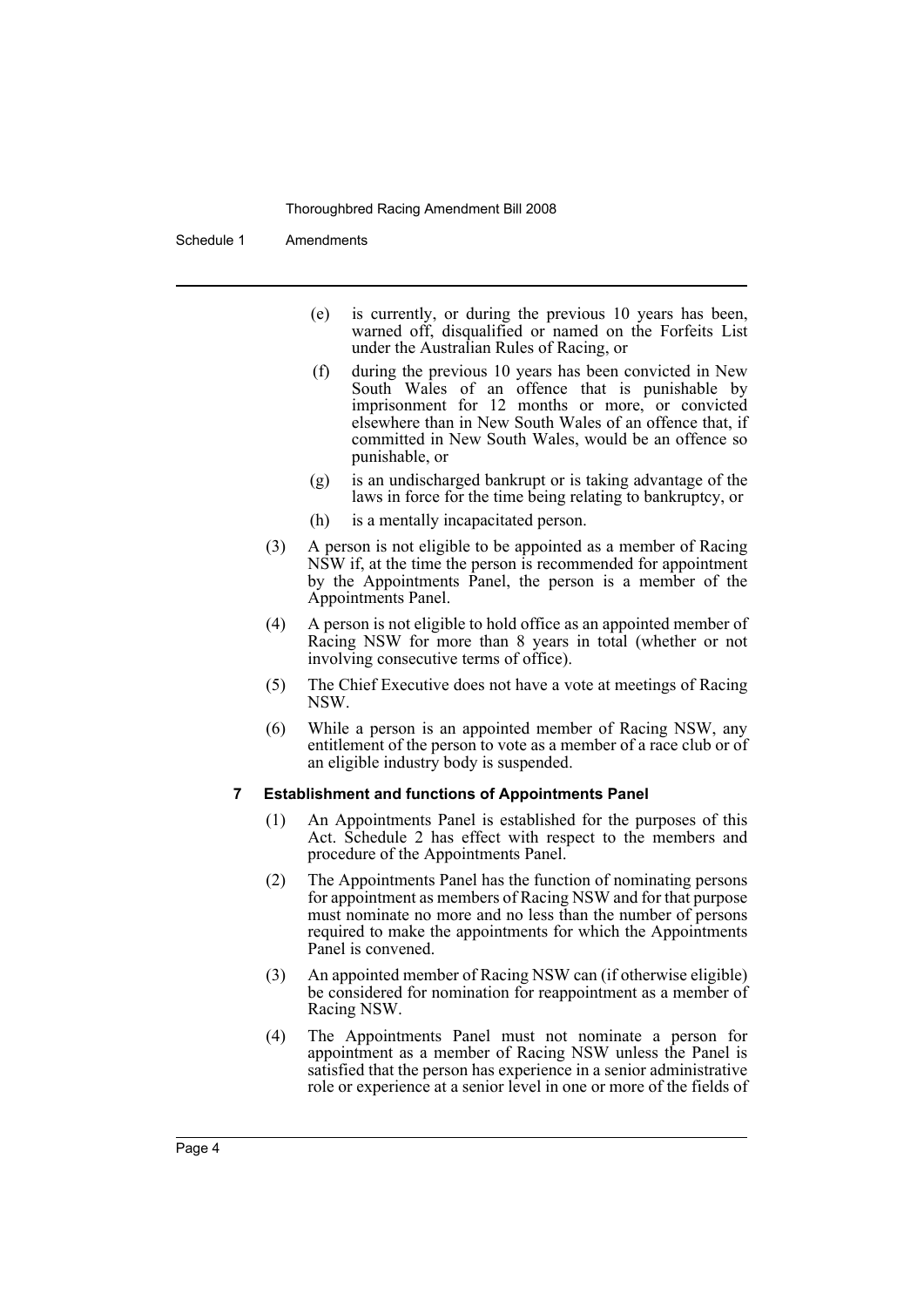(e) is currently, or during the previous 10 years has been, warned off, disqualified or named on the Forfeits List under the Australian Rules of Racing, or

(f) during the previous 10 years has been convicted in New South Wales of an offence that is punishable by imprisonment for 12 months or more, or convicted elsewhere than in New South Wales of an offence that, if committed in New South Wales, would be an offence so punishable, or

(g) is an undischarged bankrupt or is taking advantage of the laws in force for the time being relating to bankruptcy, or

(h) is a mentally incapacitated person.

(3) A person is not eligible to be appointed as a member of Racing NSW if, at the time the person is recommended for appointment by the Appointments Panel, the person is a member of the Appointments Panel.

(4) A person is not eligible to hold office as an appointed member of Racing NSW for more than 8 years in total (whether or not involving consecutive terms of office).

(5) The Chief Executive does not have a vote at meetings of Racing NSW.

(6) While a person is an appointed member of Racing NSW, any entitlement of the person to vote as a member of a race club or of an eligible industry body is suspended.

### 7 Establishment and functions of Appointments Panel

(1) An Appointments Panel is established for the purposes of this Act. Schedule 2 has effect with respect to the members and procedure of the Appointments Panel.

(2) The Appointments Panel has the function of nominating persons for appointment as members of Racing NSW and for that purpose must nominate no more and no less than the number of persons required to make the appointments for which the Appointments Panel is convened.

(3) An appointed member of Racing NSW can (if otherwise eligible) be considered for nomination for reappointment as a member of Racing NSW.

(4) The Appointments Panel must not nominate a person for appointment as a member of Racing NSW unless the Panel is satisfied that the person has experience in a senior administrative role or experience at a senior level in one or more of the fields of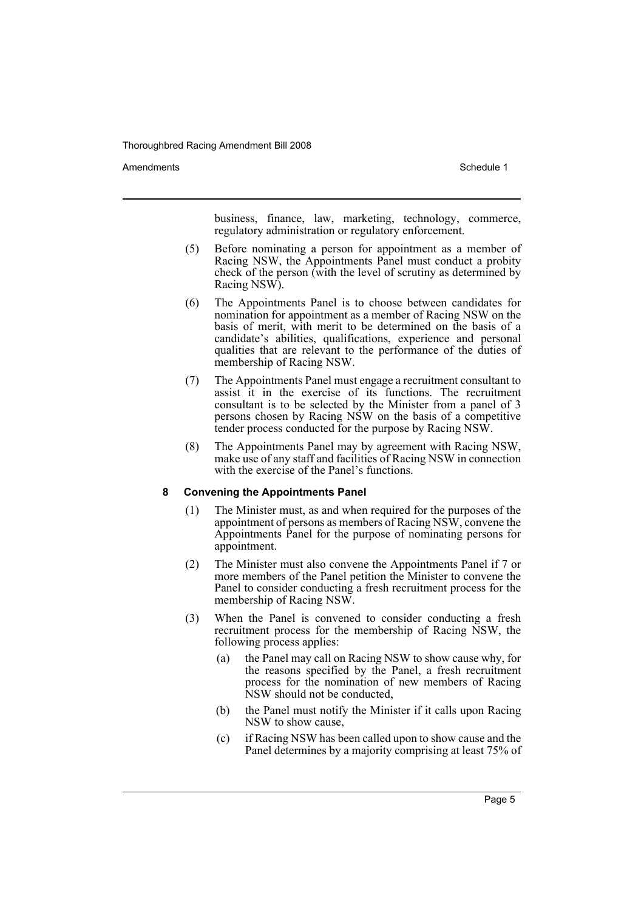business, finance, law, marketing, technology, commerce, regulatory administration or regulatory enforcement.

(5) Before nominating a person for appointment as a member of Racing NSW, the Appointments Panel must conduct a probity check of the person (with the level of scrutiny as determined by Racing NSW).

(6) The Appointments Panel is to choose between candidates for nomination for appointment as a member of Racing NSW on the basis of merit, with merit to be determined on the basis of a candidate's abilities, qualifications, experience and personal qualities that are relevant to the performance of the duties of membership of Racing NSW.

(7) The Appointments Panel must engage a recruitment consultant to assist it in the exercise of its functions. The recruitment consultant is to be selected by the Minister from a panel of 3 persons chosen by Racing NSW on the basis of a competitive tender process conducted for the purpose by Racing NSW.

(8) The Appointments Panel may by agreement with Racing NSW, make use of any staff and facilities of Racing NSW in connection with the exercise of the Panel's functions.

#### 8 Convening the Appointments Panel

(1) The Minister must, as and when required for the purposes of the appointment of persons as members of Racing NSW, convene the Appointments Panel for the purpose of nominating persons for appointment.

(2) The Minister must also convene the Appointments Panel if 7 or more members of the Panel petition the Minister to convene the Panel to consider conducting a fresh recruitment process for the membership of Racing NSW.

(3) When the Panel is convened to consider conducting a fresh recruitment process for the membership of Racing NSW, the following process applies:

(a) the Panel may call on Racing NSW to show cause why, for the reasons specified by the Panel, a fresh recruitment process for the nomination of new members of Racing NSW should not be conducted,

(b) the Panel must notify the Minister if it calls upon Racing NSW to show cause,

(c) if Racing NSW has been called upon to show cause and the Panel determines by a majority comprising at least 75% of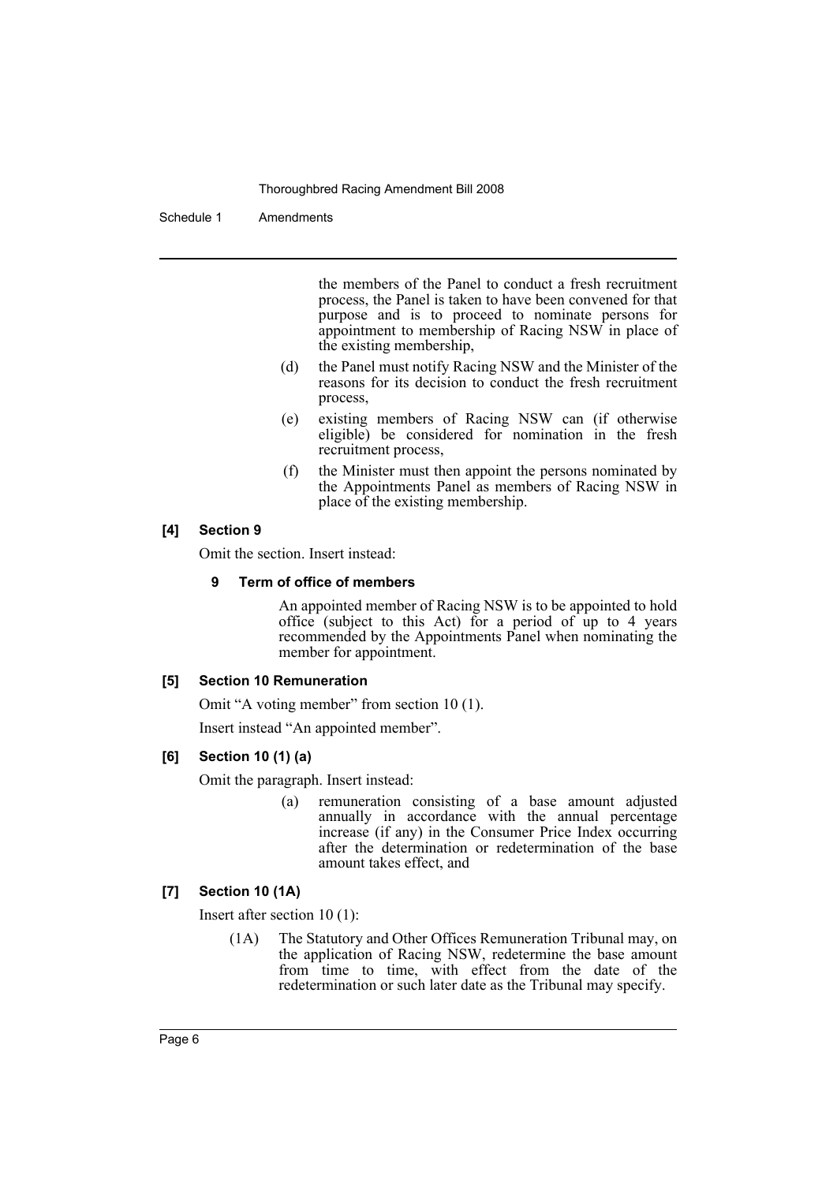the members of the Panel to conduct a fresh recruitment process, the Panel is taken to have been convened for that purpose and is to proceed to nominate persons for appointment to membership of Racing NSW in place of the existing membership,

(d) the Panel must notify Racing NSW and the Minister of the reasons for its decision to conduct the fresh recruitment process,

(e) existing members of Racing NSW can (if otherwise eligible) be considered for nomination in the fresh recruitment process,

(f) the Minister must then appoint the persons nominated by the Appointments Panel as members of Racing NSW in place of the existing membership.

**[4] Section 9**

Omit the section. Insert instead:

**9 Term of office of members**

An appointed member of Racing NSW is to be appointed to hold office (subject to this Act) for a period of up to 4 years recommended by the Appointments Panel when nominating the member for appointment.

**[5] Section 10 Remuneration**

Omit "A voting member" from section 10 (1).

Insert instead "An appointed member".

**[6] Section 10 (1) (a)**

Omit the paragraph. Insert instead:

(a) remuneration consisting of a base amount adjusted annually in accordance with the annual percentage increase (if any) in the Consumer Price Index occurring after the determination or redetermination of the base amount takes effect, and

**[7] Section 10 (1A)**

Insert after section 10 (1):

(1A) The Statutory and Other Offices Remuneration Tribunal may, on the application of Racing NSW, redetermine the base amount from time to time, with effect from the date of the redetermination or such later date as the Tribunal may specify.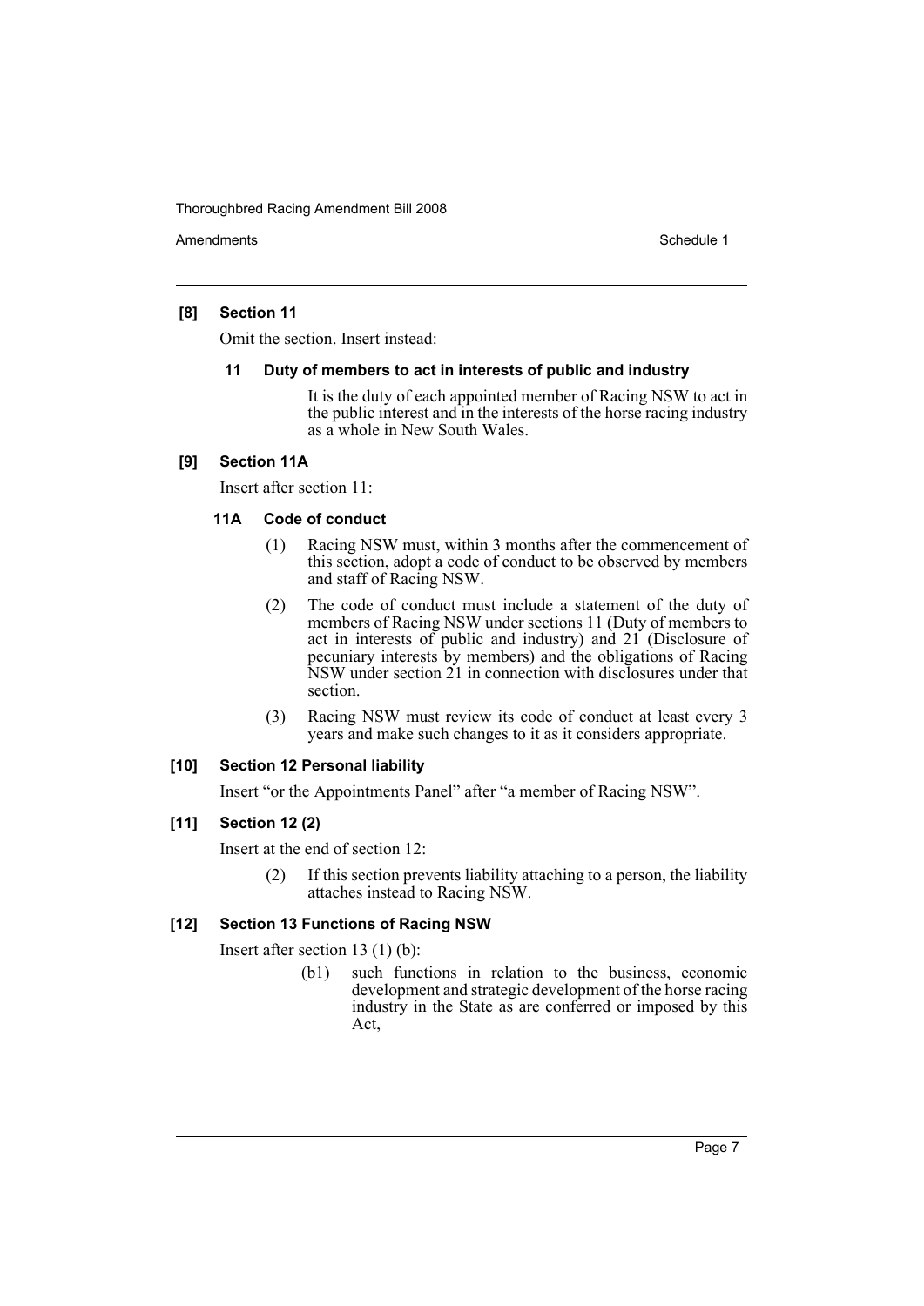**[8] Section 11**

Omit the section. Insert instead:

**11 Duty of members to act in interests of public and industry**

It is the duty of each appointed member of Racing NSW to act in the public interest and in the interests of the horse racing industry as a whole in New South Wales.

**[9] Section 11A**

Insert after section 11:

**11A Code of conduct**

(1) Racing NSW must, within 3 months after the commencement of this section, adopt a code of conduct to be observed by members and staff of Racing NSW.

(2) The code of conduct must include a statement of the duty of members of Racing NSW under sections 11 (Duty of members to act in interests of public and industry) and 21 (Disclosure of pecuniary interests by members) and the obligations of Racing NSW under section 21 in connection with disclosures under that section.

(3) Racing NSW must review its code of conduct at least every 3 years and make such changes to it as it considers appropriate.

**[10] Section 12 Personal liability**

Insert "or the Appointments Panel" after "a member of Racing NSW".

**[11] Section 12 (2)**

Insert at the end of section 12:

(2) If this section prevents liability attaching to a person, the liability attaches instead to Racing NSW.

**[12] Section 13 Functions of Racing NSW**

Insert after section 13 (1) (b):

(b1) such functions in relation to the business, economic development and strategic development of the horse racing industry in the State as are conferred or imposed by this Act,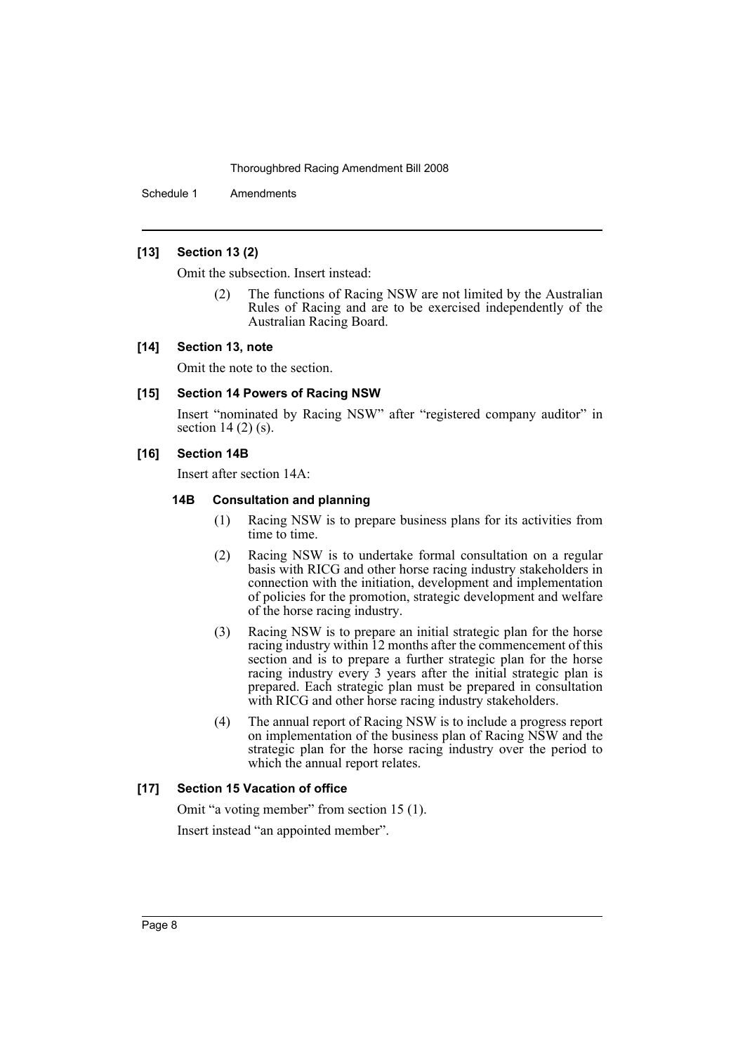**[13] Section 13 (2)**

Omit the subsection. Insert instead:

> (2) The functions of Racing NSW are not limited by the Australian Rules of Racing and are to be exercised independently of the Australian Racing Board.

**[14] Section 13, note**

Omit the note to the section.

**[15] Section 14 Powers of Racing NSW**

Insert "nominated by Racing NSW" after "registered company auditor" in section 14 (2) (s).

**[16] Section 14B**

Insert after section 14A:

> **14B Consultation and planning**
>
> (1) Racing NSW is to prepare business plans for its activities from time to time.
>
> (2) Racing NSW is to undertake formal consultation on a regular basis with RICG and other horse racing industry stakeholders in connection with the initiation, development and implementation of policies for the promotion, strategic development and welfare of the horse racing industry.
>
> (3) Racing NSW is to prepare an initial strategic plan for the horse racing industry within 12 months after the commencement of this section and is to prepare a further strategic plan for the horse racing industry every 3 years after the initial strategic plan is prepared. Each strategic plan must be prepared in consultation with RICG and other horse racing industry stakeholders.
>
> (4) The annual report of Racing NSW is to include a progress report on implementation of the business plan of Racing NSW and the strategic plan for the horse racing industry over the period to which the annual report relates.

**[17] Section 15 Vacation of office**

Omit "a voting member" from section 15 (1).

Insert instead "an appointed member".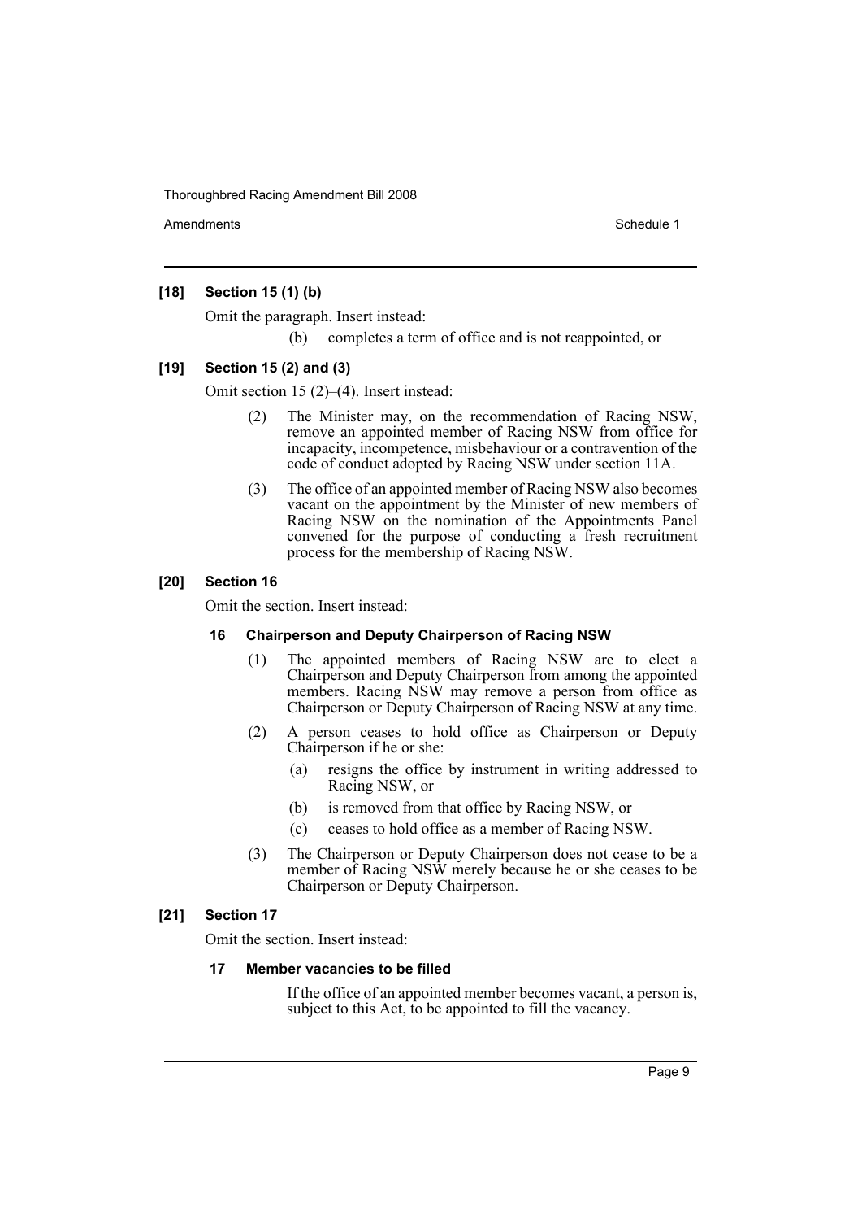**[18] Section 15 (1) (b)**

Omit the paragraph. Insert instead:

> (b) completes a term of office and is not reappointed, or

**[19] Section 15 (2) and (3)**

Omit section 15 (2)–(4). Insert instead:

> (2) The Minister may, on the recommendation of Racing NSW, remove an appointed member of Racing NSW from office for incapacity, incompetence, misbehaviour or a contravention of the code of conduct adopted by Racing NSW under section 11A.
>
> (3) The office of an appointed member of Racing NSW also becomes vacant on the appointment by the Minister of new members of Racing NSW on the nomination of the Appointments Panel convened for the purpose of conducting a fresh recruitment process for the membership of Racing NSW.

**[20] Section 16**

Omit the section. Insert instead:

**16 Chairperson and Deputy Chairperson of Racing NSW**

> (1) The appointed members of Racing NSW are to elect a Chairperson and Deputy Chairperson from among the appointed members. Racing NSW may remove a person from office as Chairperson or Deputy Chairperson of Racing NSW at any time.
>
> (2) A person ceases to hold office as Chairperson or Deputy Chairperson if he or she:
>
> (a) resigns the office by instrument in writing addressed to Racing NSW, or
>
> (b) is removed from that office by Racing NSW, or
>
> (c) ceases to hold office as a member of Racing NSW.
>
> (3) The Chairperson or Deputy Chairperson does not cease to be a member of Racing NSW merely because he or she ceases to be Chairperson or Deputy Chairperson.

**[21] Section 17**

Omit the section. Insert instead:

**17 Member vacancies to be filled**

> If the office of an appointed member becomes vacant, a person is, subject to this Act, to be appointed to fill the vacancy.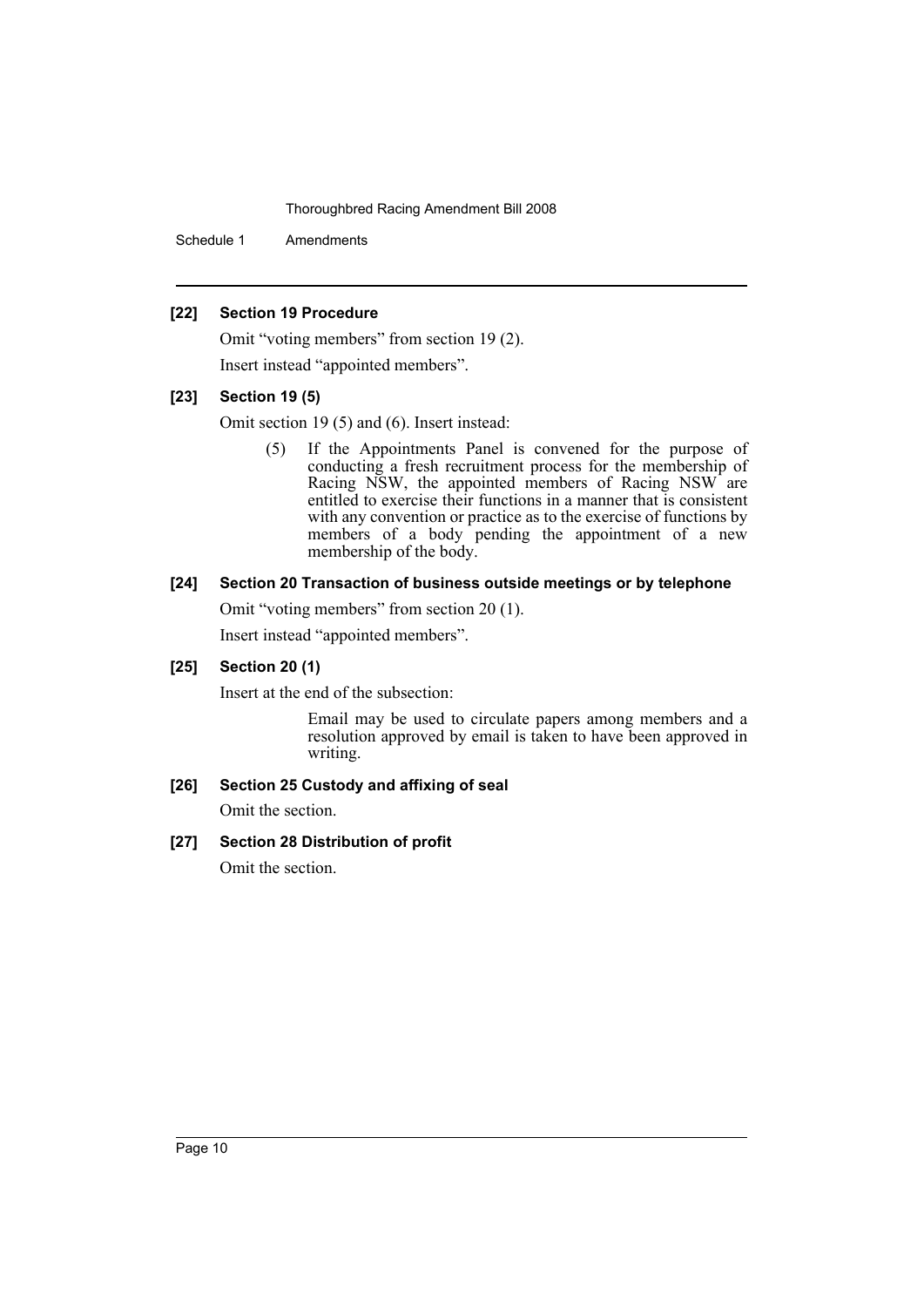**[22] Section 19 Procedure**

Omit "voting members" from section 19 (2).

Insert instead "appointed members".

**[23] Section 19 (5)**

Omit section 19 (5) and (6). Insert instead:

> (5) If the Appointments Panel is convened for the purpose of conducting a fresh recruitment process for the membership of Racing NSW, the appointed members of Racing NSW are entitled to exercise their functions in a manner that is consistent with any convention or practice as to the exercise of functions by members of a body pending the appointment of a new membership of the body.

**[24] Section 20 Transaction of business outside meetings or by telephone**

Omit "voting members" from section 20 (1).

Insert instead "appointed members".

**[25] Section 20 (1)**

Insert at the end of the subsection:

> Email may be used to circulate papers among members and a resolution approved by email is taken to have been approved in writing.

**[26] Section 25 Custody and affixing of seal**

Omit the section.

**[27] Section 28 Distribution of profit**

Omit the section.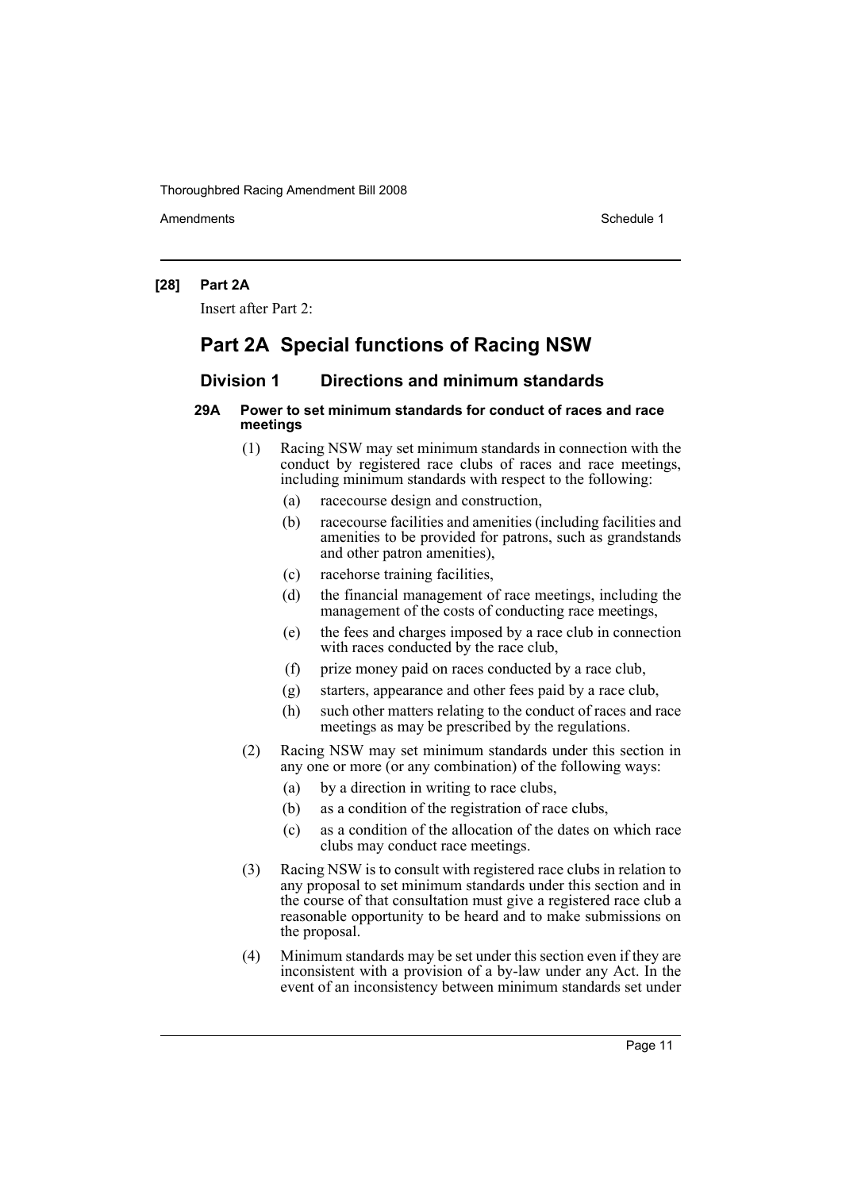**[28] Part 2A**

Insert after Part 2:

# Part 2A Special functions of Racing NSW

## Division 1 Directions and minimum standards

#### 29A Power to set minimum standards for conduct of races and race meetings

(1) Racing NSW may set minimum standards in connection with the conduct by registered race clubs of races and race meetings, including minimum standards with respect to the following:

- (a) racecourse design and construction,
- (b) racecourse facilities and amenities (including facilities and amenities to be provided for patrons, such as grandstands and other patron amenities),
- (c) racehorse training facilities,
- (d) the financial management of race meetings, including the management of the costs of conducting race meetings,
- (e) the fees and charges imposed by a race club in connection with races conducted by the race club,
- (f) prize money paid on races conducted by a race club,
- (g) starters, appearance and other fees paid by a race club,
- (h) such other matters relating to the conduct of races and race meetings as may be prescribed by the regulations.

(2) Racing NSW may set minimum standards under this section in any one or more (or any combination) of the following ways:

- (a) by a direction in writing to race clubs,
- (b) as a condition of the registration of race clubs,
- (c) as a condition of the allocation of the dates on which race clubs may conduct race meetings.

(3) Racing NSW is to consult with registered race clubs in relation to any proposal to set minimum standards under this section and in the course of that consultation must give a registered race club a reasonable opportunity to be heard and to make submissions on the proposal.

(4) Minimum standards may be set under this section even if they are inconsistent with a provision of a by-law under any Act. In the event of an inconsistency between minimum standards set under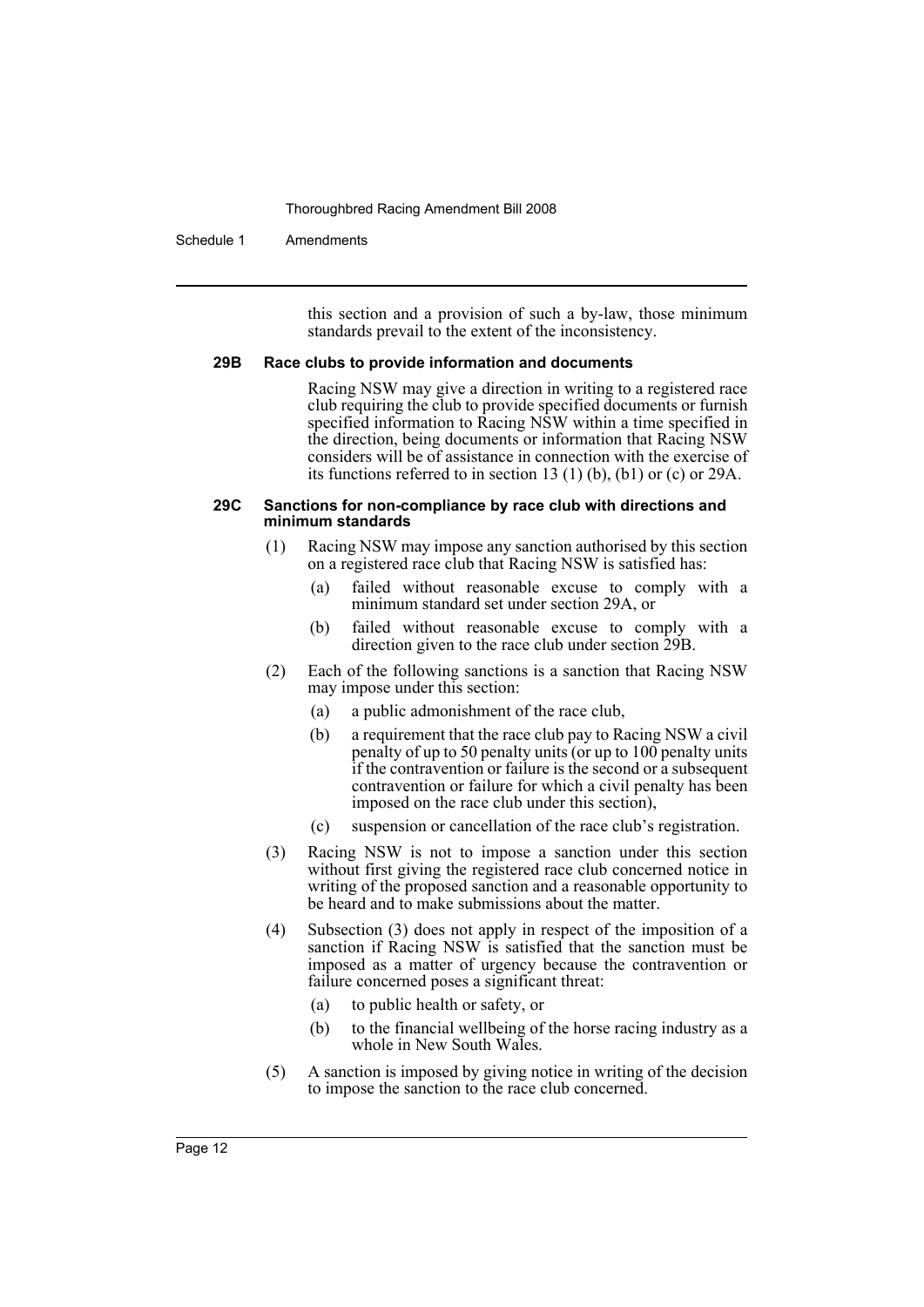this section and a provision of such a by-law, those minimum standards prevail to the extent of the inconsistency.

#### 29B Race clubs to provide information and documents

Racing NSW may give a direction in writing to a registered race club requiring the club to provide specified documents or furnish specified information to Racing NSW within a time specified in the direction, being documents or information that Racing NSW considers will be of assistance in connection with the exercise of its functions referred to in section 13 (1) (b), (b1) or (c) or 29A.

#### 29C Sanctions for non-compliance by race club with directions and minimum standards

(1) Racing NSW may impose any sanction authorised by this section on a registered race club that Racing NSW is satisfied has:

- (a) failed without reasonable excuse to comply with a minimum standard set under section 29A, or
- (b) failed without reasonable excuse to comply with a direction given to the race club under section 29B.

(2) Each of the following sanctions is a sanction that Racing NSW may impose under this section:

- (a) a public admonishment of the race club,
- (b) a requirement that the race club pay to Racing NSW a civil penalty of up to 50 penalty units (or up to 100 penalty units if the contravention or failure is the second or a subsequent contravention or failure for which a civil penalty has been imposed on the race club under this section),
- (c) suspension or cancellation of the race club's registration.

(3) Racing NSW is not to impose a sanction under this section without first giving the registered race club concerned notice in writing of the proposed sanction and a reasonable opportunity to be heard and to make submissions about the matter.

(4) Subsection (3) does not apply in respect of the imposition of a sanction if Racing NSW is satisfied that the sanction must be imposed as a matter of urgency because the contravention or failure concerned poses a significant threat:

- (a) to public health or safety, or
- (b) to the financial wellbeing of the horse racing industry as a whole in New South Wales.

(5) A sanction is imposed by giving notice in writing of the decision to impose the sanction to the race club concerned.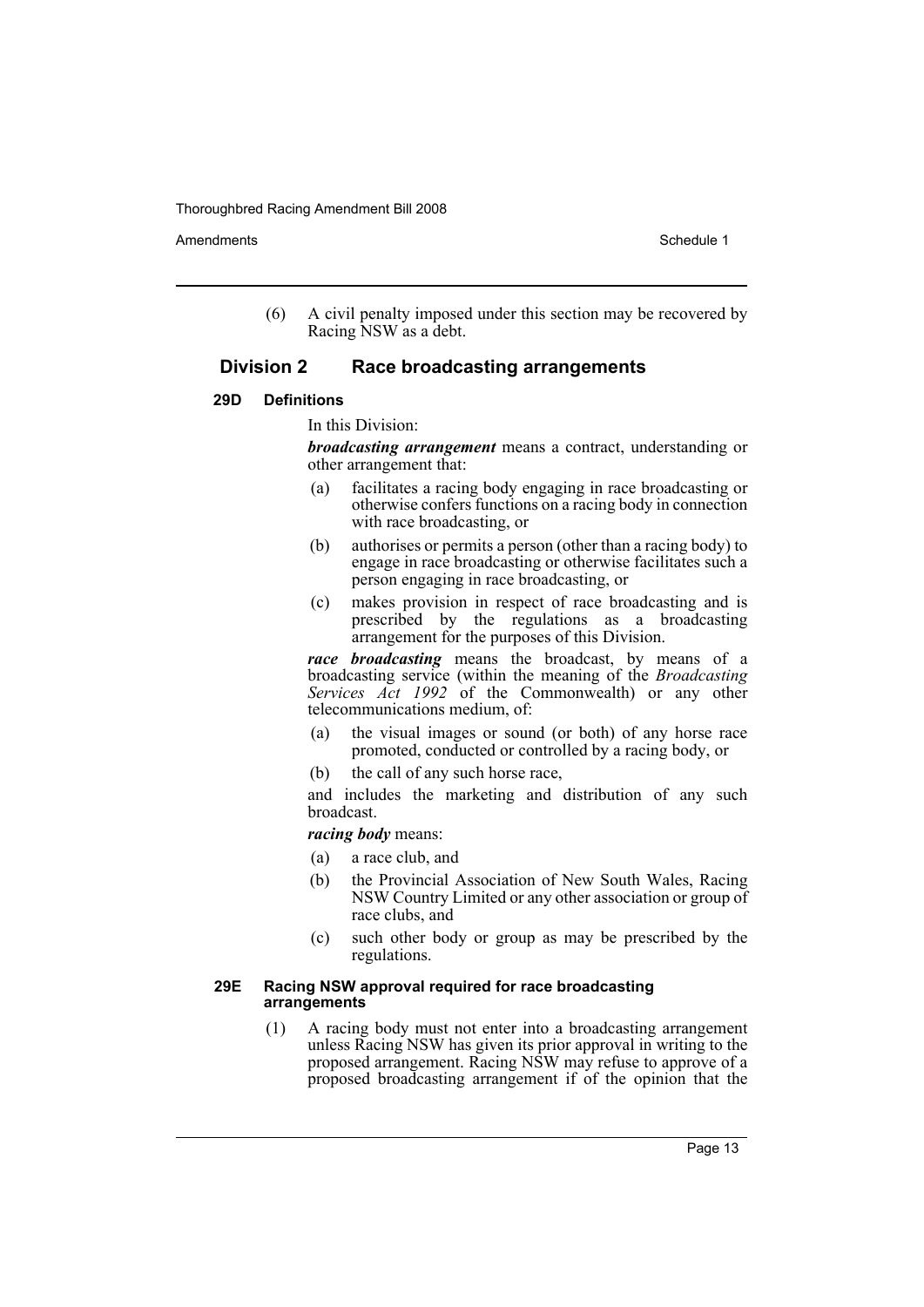(6) A civil penalty imposed under this section may be recovered by Racing NSW as a debt.

## Division 2 Race broadcasting arrangements

### 29D Definitions

In this Division:

***broadcasting arrangement*** means a contract, understanding or other arrangement that:

- (a) facilitates a racing body engaging in race broadcasting or otherwise confers functions on a racing body in connection with race broadcasting, or
- (b) authorises or permits a person (other than a racing body) to engage in race broadcasting or otherwise facilitates such a person engaging in race broadcasting, or
- (c) makes provision in respect of race broadcasting and is prescribed by the regulations as a broadcasting arrangement for the purposes of this Division.

***race broadcasting*** means the broadcast, by means of a broadcasting service (within the meaning of the *Broadcasting Services Act 1992* of the Commonwealth) or any other telecommunications medium, of:

- (a) the visual images or sound (or both) of any horse race promoted, conducted or controlled by a racing body, or
- (b) the call of any such horse race,

and includes the marketing and distribution of any such broadcast.

***racing body*** means:

- (a) a race club, and
- (b) the Provincial Association of New South Wales, Racing NSW Country Limited or any other association or group of race clubs, and
- (c) such other body or group as may be prescribed by the regulations.

### 29E Racing NSW approval required for race broadcasting arrangements

(1) A racing body must not enter into a broadcasting arrangement unless Racing NSW has given its prior approval in writing to the proposed arrangement. Racing NSW may refuse to approve of a proposed broadcasting arrangement if of the opinion that the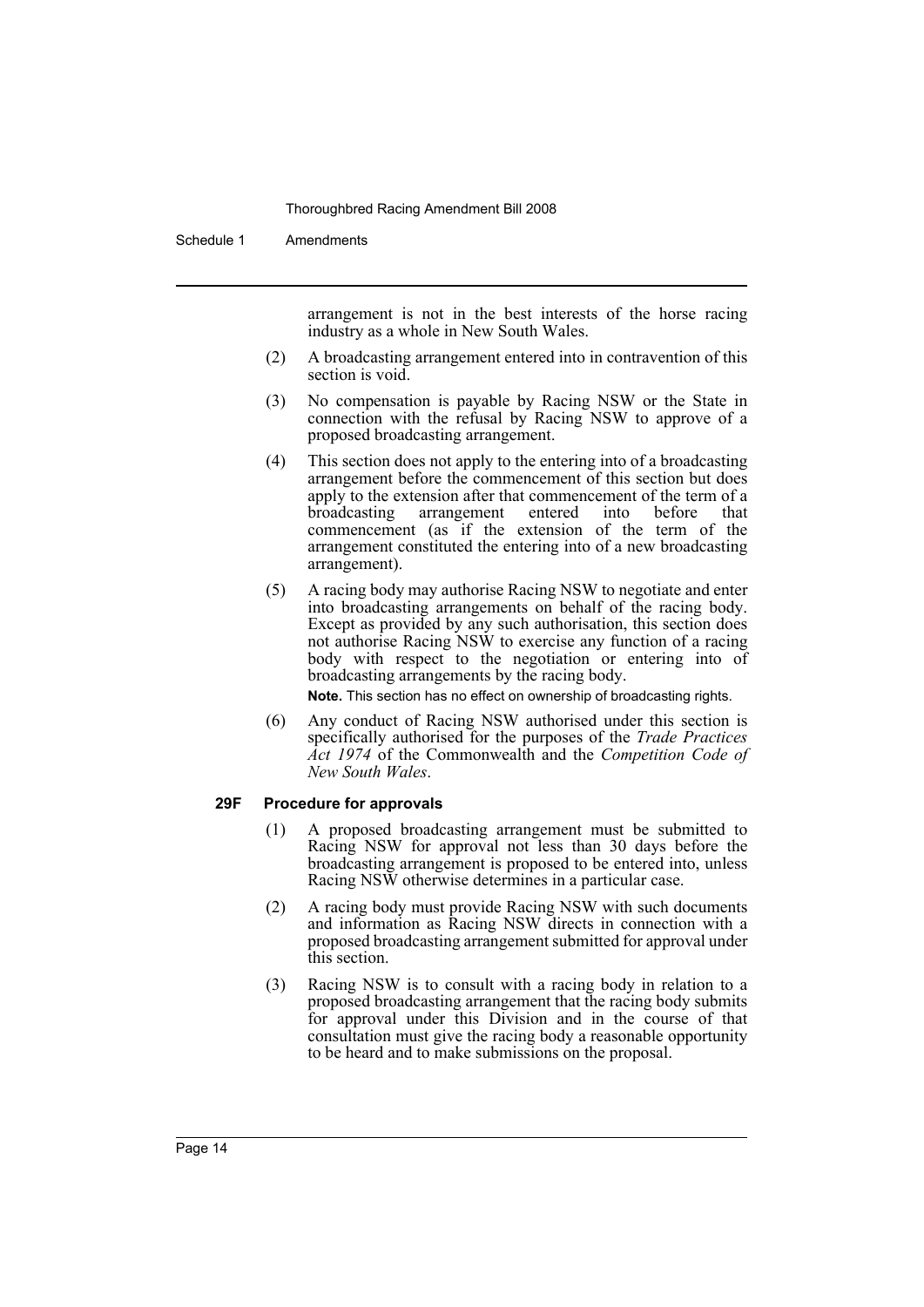arrangement is not in the best interests of the horse racing industry as a whole in New South Wales.

(2) A broadcasting arrangement entered into in contravention of this section is void.

(3) No compensation is payable by Racing NSW or the State in connection with the refusal by Racing NSW to approve of a proposed broadcasting arrangement.

(4) This section does not apply to the entering into of a broadcasting arrangement before the commencement of this section but does apply to the extension after that commencement of the term of a broadcasting arrangement entered into before that commencement (as if the extension of the term of the arrangement constituted the entering into of a new broadcasting arrangement).

(5) A racing body may authorise Racing NSW to negotiate and enter into broadcasting arrangements on behalf of the racing body. Except as provided by any such authorisation, this section does not authorise Racing NSW to exercise any function of a racing body with respect to the negotiation or entering into of broadcasting arrangements by the racing body.

**Note.** This section has no effect on ownership of broadcasting rights.

(6) Any conduct of Racing NSW authorised under this section is specifically authorised for the purposes of the *Trade Practices Act 1974* of the Commonwealth and the *Competition Code of New South Wales*.

### 29F Procedure for approvals

(1) A proposed broadcasting arrangement must be submitted to Racing NSW for approval not less than 30 days before the broadcasting arrangement is proposed to be entered into, unless Racing NSW otherwise determines in a particular case.

(2) A racing body must provide Racing NSW with such documents and information as Racing NSW directs in connection with a proposed broadcasting arrangement submitted for approval under this section.

(3) Racing NSW is to consult with a racing body in relation to a proposed broadcasting arrangement that the racing body submits for approval under this Division and in the course of that consultation must give the racing body a reasonable opportunity to be heard and to make submissions on the proposal.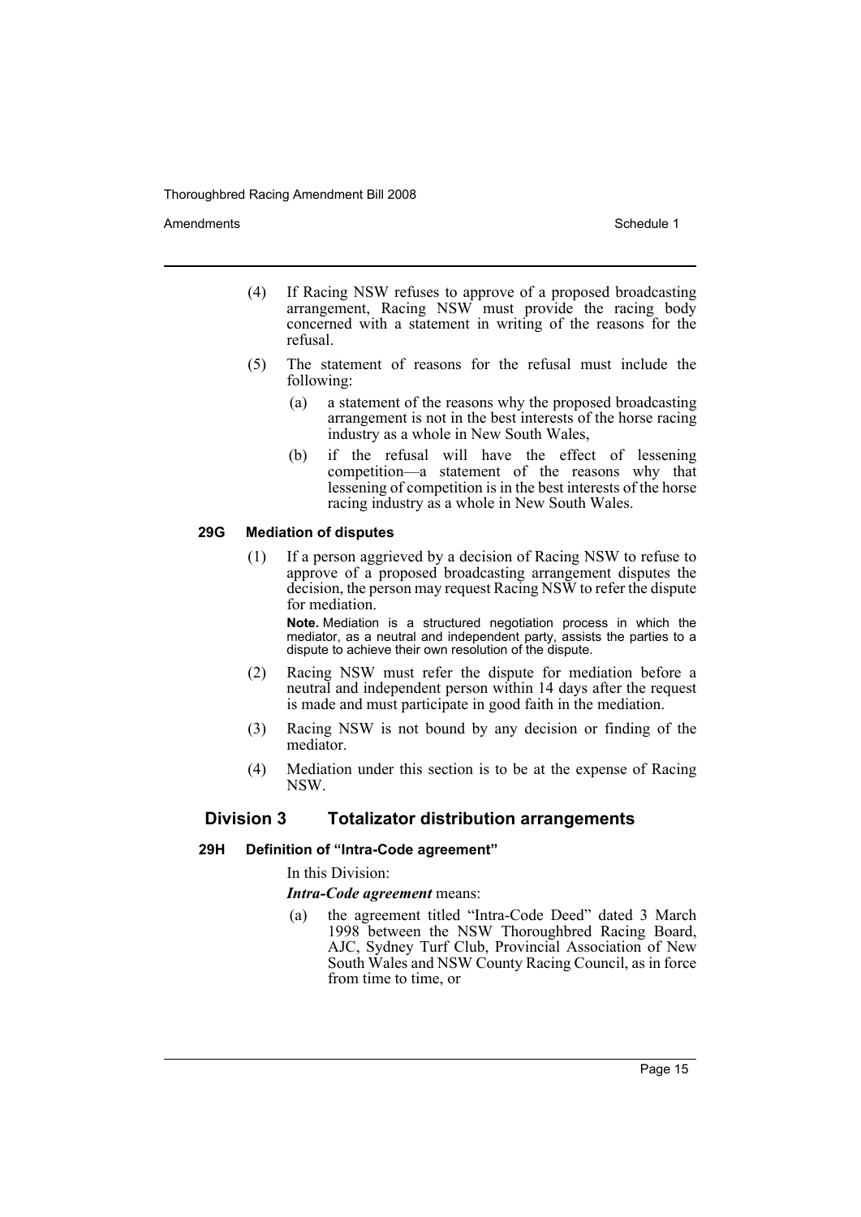(4) If Racing NSW refuses to approve of a proposed broadcasting arrangement, Racing NSW must provide the racing body concerned with a statement in writing of the reasons for the refusal.

(5) The statement of reasons for the refusal must include the following:

- (a) a statement of the reasons why the proposed broadcasting arrangement is not in the best interests of the horse racing industry as a whole in New South Wales,
- (b) if the refusal will have the effect of lessening competition—a statement of the reasons why that lessening of competition is in the best interests of the horse racing industry as a whole in New South Wales.

#### 29G Mediation of disputes

(1) If a person aggrieved by a decision of Racing NSW to refuse to approve of a proposed broadcasting arrangement disputes the decision, the person may request Racing NSW to refer the dispute for mediation.

**Note.** Mediation is a structured negotiation process in which the mediator, as a neutral and independent party, assists the parties to a dispute to achieve their own resolution of the dispute.

(2) Racing NSW must refer the dispute for mediation before a neutral and independent person within 14 days after the request is made and must participate in good faith in the mediation.

(3) Racing NSW is not bound by any decision or finding of the mediator.

(4) Mediation under this section is to be at the expense of Racing NSW.

### Division 3 Totalizator distribution arrangements

#### 29H Definition of "Intra-Code agreement"

In this Division:

***Intra-Code agreement*** means:

- (a) the agreement titled "Intra-Code Deed" dated 3 March 1998 between the NSW Thoroughbred Racing Board, AJC, Sydney Turf Club, Provincial Association of New South Wales and NSW County Racing Council, as in force from time to time, or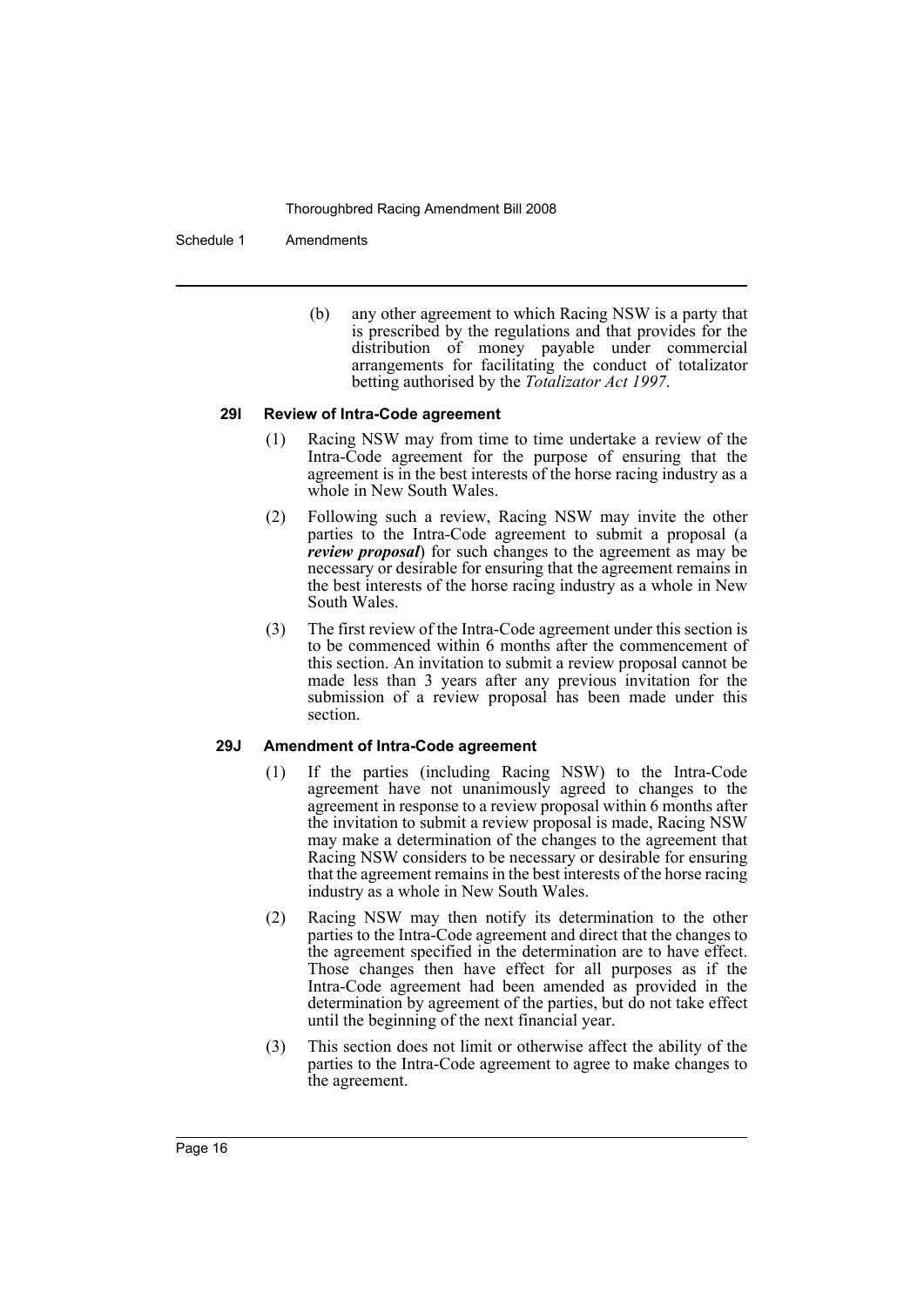(b) any other agreement to which Racing NSW is a party that is prescribed by the regulations and that provides for the distribution of money payable under commercial arrangements for facilitating the conduct of totalizator betting authorised by the *Totalizator Act 1997*.

### 29I Review of Intra-Code agreement

(1) Racing NSW may from time to time undertake a review of the Intra-Code agreement for the purpose of ensuring that the agreement is in the best interests of the horse racing industry as a whole in New South Wales.

(2) Following such a review, Racing NSW may invite the other parties to the Intra-Code agreement to submit a proposal (a ***review proposal***) for such changes to the agreement as may be necessary or desirable for ensuring that the agreement remains in the best interests of the horse racing industry as a whole in New South Wales.

(3) The first review of the Intra-Code agreement under this section is to be commenced within 6 months after the commencement of this section. An invitation to submit a review proposal cannot be made less than 3 years after any previous invitation for the submission of a review proposal has been made under this section.

### 29J Amendment of Intra-Code agreement

(1) If the parties (including Racing NSW) to the Intra-Code agreement have not unanimously agreed to changes to the agreement in response to a review proposal within 6 months after the invitation to submit a review proposal is made, Racing NSW may make a determination of the changes to the agreement that Racing NSW considers to be necessary or desirable for ensuring that the agreement remains in the best interests of the horse racing industry as a whole in New South Wales.

(2) Racing NSW may then notify its determination to the other parties to the Intra-Code agreement and direct that the changes to the agreement specified in the determination are to have effect. Those changes then have effect for all purposes as if the Intra-Code agreement had been amended as provided in the determination by agreement of the parties, but do not take effect until the beginning of the next financial year.

(3) This section does not limit or otherwise affect the ability of the parties to the Intra-Code agreement to agree to make changes to the agreement.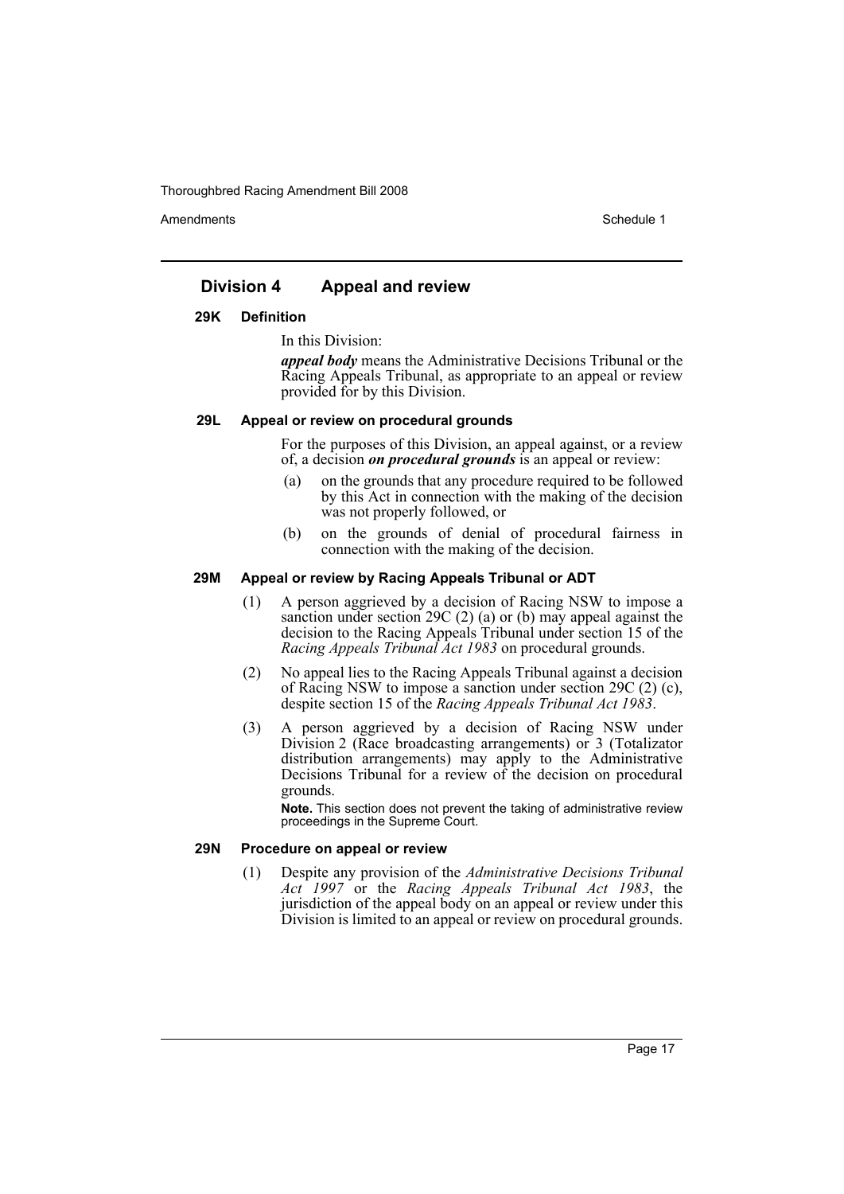## Division 4 Appeal and review

### 29K Definition

In this Division:

***appeal body*** means the Administrative Decisions Tribunal or the Racing Appeals Tribunal, as appropriate to an appeal or review provided for by this Division.

### 29L Appeal or review on procedural grounds

For the purposes of this Division, an appeal against, or a review of, a decision ***on procedural grounds*** is an appeal or review:

(a) on the grounds that any procedure required to be followed by this Act in connection with the making of the decision was not properly followed, or

(b) on the grounds of denial of procedural fairness in connection with the making of the decision.

### 29M Appeal or review by Racing Appeals Tribunal or ADT

(1) A person aggrieved by a decision of Racing NSW to impose a sanction under section 29C (2) (a) or (b) may appeal against the decision to the Racing Appeals Tribunal under section 15 of the *Racing Appeals Tribunal Act 1983* on procedural grounds.

(2) No appeal lies to the Racing Appeals Tribunal against a decision of Racing NSW to impose a sanction under section 29C (2) (c), despite section 15 of the *Racing Appeals Tribunal Act 1983*.

(3) A person aggrieved by a decision of Racing NSW under Division 2 (Race broadcasting arrangements) or 3 (Totalizator distribution arrangements) may apply to the Administrative Decisions Tribunal for a review of the decision on procedural grounds.

**Note.** This section does not prevent the taking of administrative review proceedings in the Supreme Court.

### 29N Procedure on appeal or review

(1) Despite any provision of the *Administrative Decisions Tribunal Act 1997* or the *Racing Appeals Tribunal Act 1983*, the jurisdiction of the appeal body on an appeal or review under this Division is limited to an appeal or review on procedural grounds.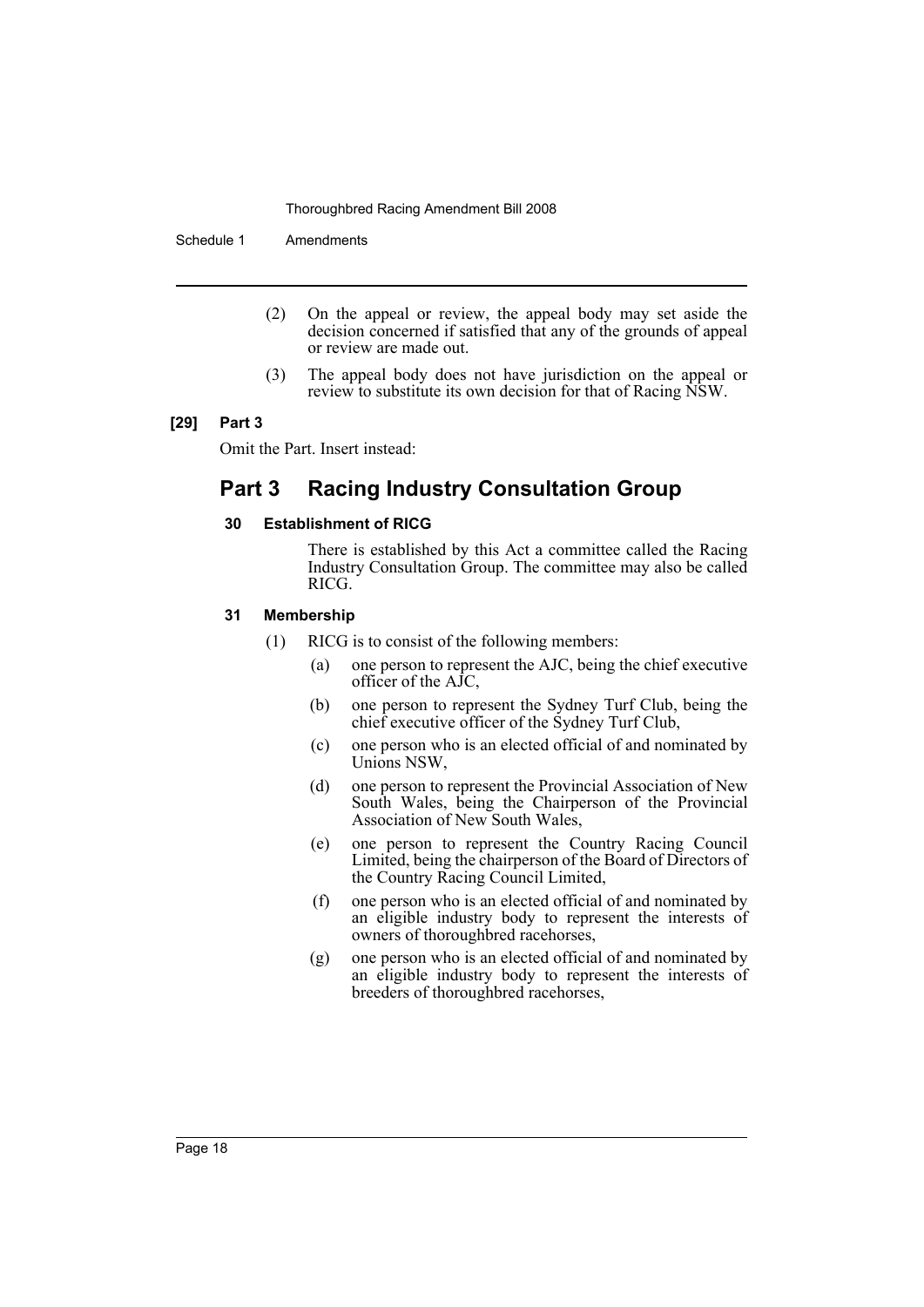(2) On the appeal or review, the appeal body may set aside the decision concerned if satisfied that any of the grounds of appeal or review are made out.

(3) The appeal body does not have jurisdiction on the appeal or review to substitute its own decision for that of Racing NSW.

**[29] Part 3**

Omit the Part. Insert instead:

## Part 3 Racing Industry Consultation Group

### 30 Establishment of RICG

There is established by this Act a committee called the Racing Industry Consultation Group. The committee may also be called RICG.

### 31 Membership

(1) RICG is to consist of the following members:

(a) one person to represent the AJC, being the chief executive officer of the AJC,

(b) one person to represent the Sydney Turf Club, being the chief executive officer of the Sydney Turf Club,

(c) one person who is an elected official of and nominated by Unions NSW,

(d) one person to represent the Provincial Association of New South Wales, being the Chairperson of the Provincial Association of New South Wales,

(e) one person to represent the Country Racing Council Limited, being the chairperson of the Board of Directors of the Country Racing Council Limited,

(f) one person who is an elected official of and nominated by an eligible industry body to represent the interests of owners of thoroughbred racehorses,

(g) one person who is an elected official of and nominated by an eligible industry body to represent the interests of breeders of thoroughbred racehorses,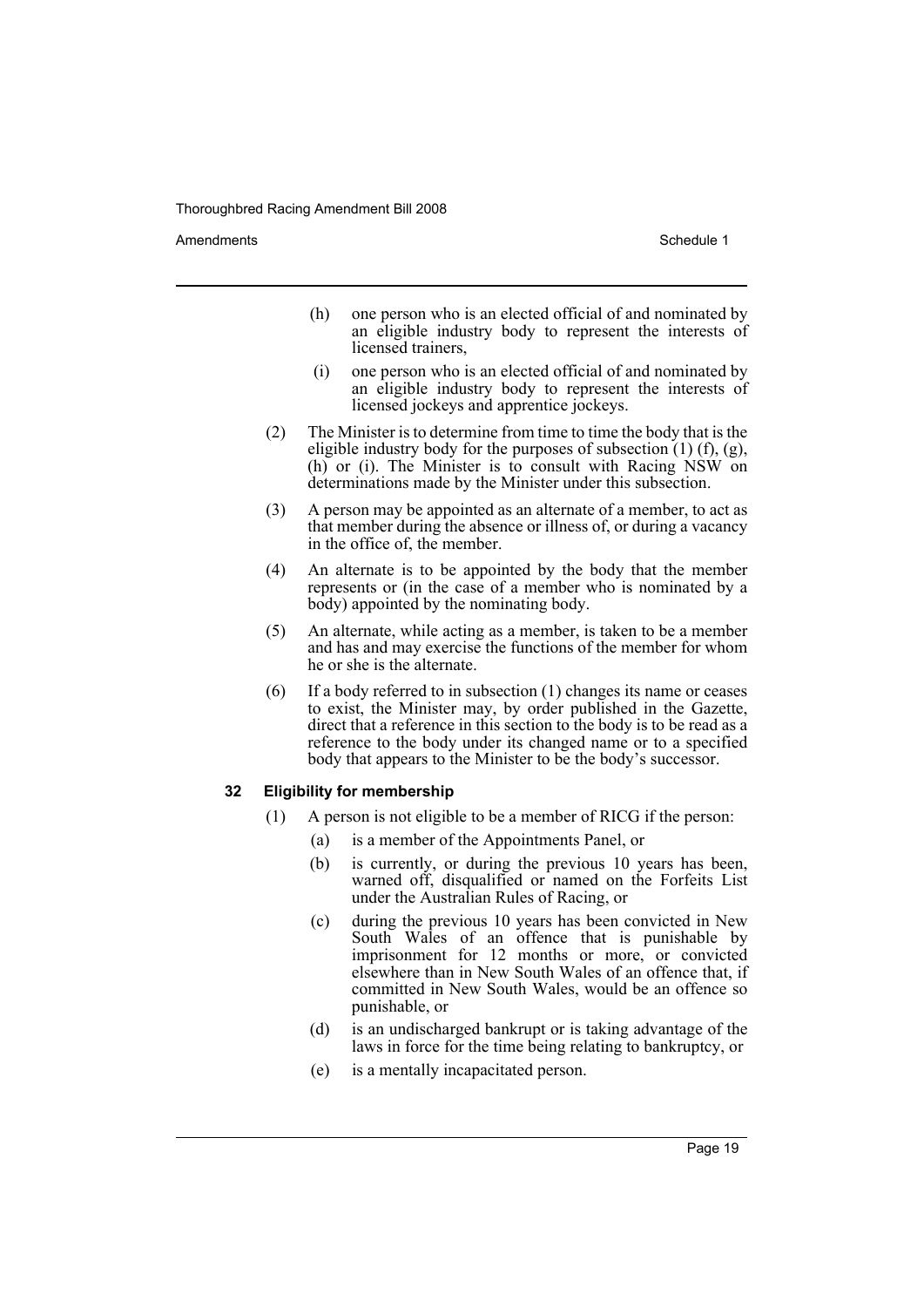(h) one person who is an elected official of and nominated by an eligible industry body to represent the interests of licensed trainers,

(i) one person who is an elected official of and nominated by an eligible industry body to represent the interests of licensed jockeys and apprentice jockeys.

(2) The Minister is to determine from time to time the body that is the eligible industry body for the purposes of subsection (1) (f), (g), (h) or (i). The Minister is to consult with Racing NSW on determinations made by the Minister under this subsection.

(3) A person may be appointed as an alternate of a member, to act as that member during the absence or illness of, or during a vacancy in the office of, the member.

(4) An alternate is to be appointed by the body that the member represents or (in the case of a member who is nominated by a body) appointed by the nominating body.

(5) An alternate, while acting as a member, is taken to be a member and has and may exercise the functions of the member for whom he or she is the alternate.

(6) If a body referred to in subsection (1) changes its name or ceases to exist, the Minister may, by order published in the Gazette, direct that a reference in this section to the body is to be read as a reference to the body under its changed name or to a specified body that appears to the Minister to be the body's successor.

### 32 Eligibility for membership

(1) A person is not eligible to be a member of RICG if the person:

(a) is a member of the Appointments Panel, or

(b) is currently, or during the previous 10 years has been, warned off, disqualified or named on the Forfeits List under the Australian Rules of Racing, or

(c) during the previous 10 years has been convicted in New South Wales of an offence that is punishable by imprisonment for 12 months or more, or convicted elsewhere than in New South Wales of an offence that, if committed in New South Wales, would be an offence so punishable, or

(d) is an undischarged bankrupt or is taking advantage of the laws in force for the time being relating to bankruptcy, or

(e) is a mentally incapacitated person.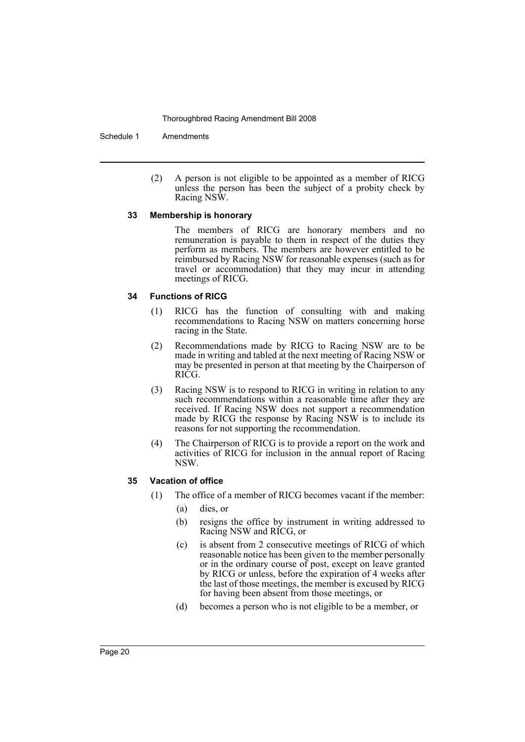(2) A person is not eligible to be appointed as a member of RICG unless the person has been the subject of a probity check by Racing NSW.

#### 33 Membership is honorary

The members of RICG are honorary members and no remuneration is payable to them in respect of the duties they perform as members. The members are however entitled to be reimbursed by Racing NSW for reasonable expenses (such as for travel or accommodation) that they may incur in attending meetings of RICG.

#### 34 Functions of RICG

(1) RICG has the function of consulting with and making recommendations to Racing NSW on matters concerning horse racing in the State.

(2) Recommendations made by RICG to Racing NSW are to be made in writing and tabled at the next meeting of Racing NSW or may be presented in person at that meeting by the Chairperson of RICG.

(3) Racing NSW is to respond to RICG in writing in relation to any such recommendations within a reasonable time after they are received. If Racing NSW does not support a recommendation made by RICG the response by Racing NSW is to include its reasons for not supporting the recommendation.

(4) The Chairperson of RICG is to provide a report on the work and activities of RICG for inclusion in the annual report of Racing NSW.

#### 35 Vacation of office

(1) The office of a member of RICG becomes vacant if the member:

(a) dies, or

(b) resigns the office by instrument in writing addressed to Racing NSW and RICG, or

(c) is absent from 2 consecutive meetings of RICG of which reasonable notice has been given to the member personally or in the ordinary course of post, except on leave granted by RICG or unless, before the expiration of 4 weeks after the last of those meetings, the member is excused by RICG for having been absent from those meetings, or

(d) becomes a person who is not eligible to be a member, or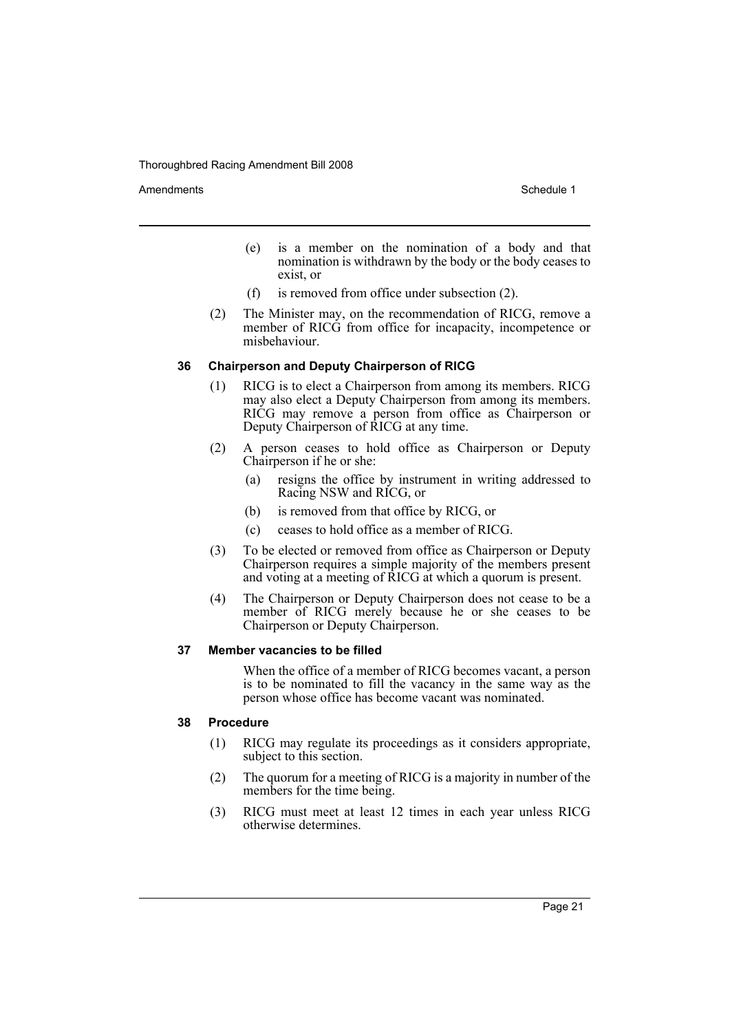- (e) is a member on the nomination of a body and that nomination is withdrawn by the body or the body ceases to exist, or
- (f) is removed from office under subsection (2).

(2) The Minister may, on the recommendation of RICG, remove a member of RICG from office for incapacity, incompetence or misbehaviour.

#### 36 Chairperson and Deputy Chairperson of RICG

(1) RICG is to elect a Chairperson from among its members. RICG may also elect a Deputy Chairperson from among its members. RICG may remove a person from office as Chairperson or Deputy Chairperson of RICG at any time.

(2) A person ceases to hold office as Chairperson or Deputy Chairperson if he or she:

- (a) resigns the office by instrument in writing addressed to Racing NSW and RICG, or
- (b) is removed from that office by RICG, or
- (c) ceases to hold office as a member of RICG.

(3) To be elected or removed from office as Chairperson or Deputy Chairperson requires a simple majority of the members present and voting at a meeting of RICG at which a quorum is present.

(4) The Chairperson or Deputy Chairperson does not cease to be a member of RICG merely because he or she ceases to be Chairperson or Deputy Chairperson.

#### 37 Member vacancies to be filled

When the office of a member of RICG becomes vacant, a person is to be nominated to fill the vacancy in the same way as the person whose office has become vacant was nominated.

#### 38 Procedure

(1) RICG may regulate its proceedings as it considers appropriate, subject to this section.

(2) The quorum for a meeting of RICG is a majority in number of the members for the time being.

(3) RICG must meet at least 12 times in each year unless RICG otherwise determines.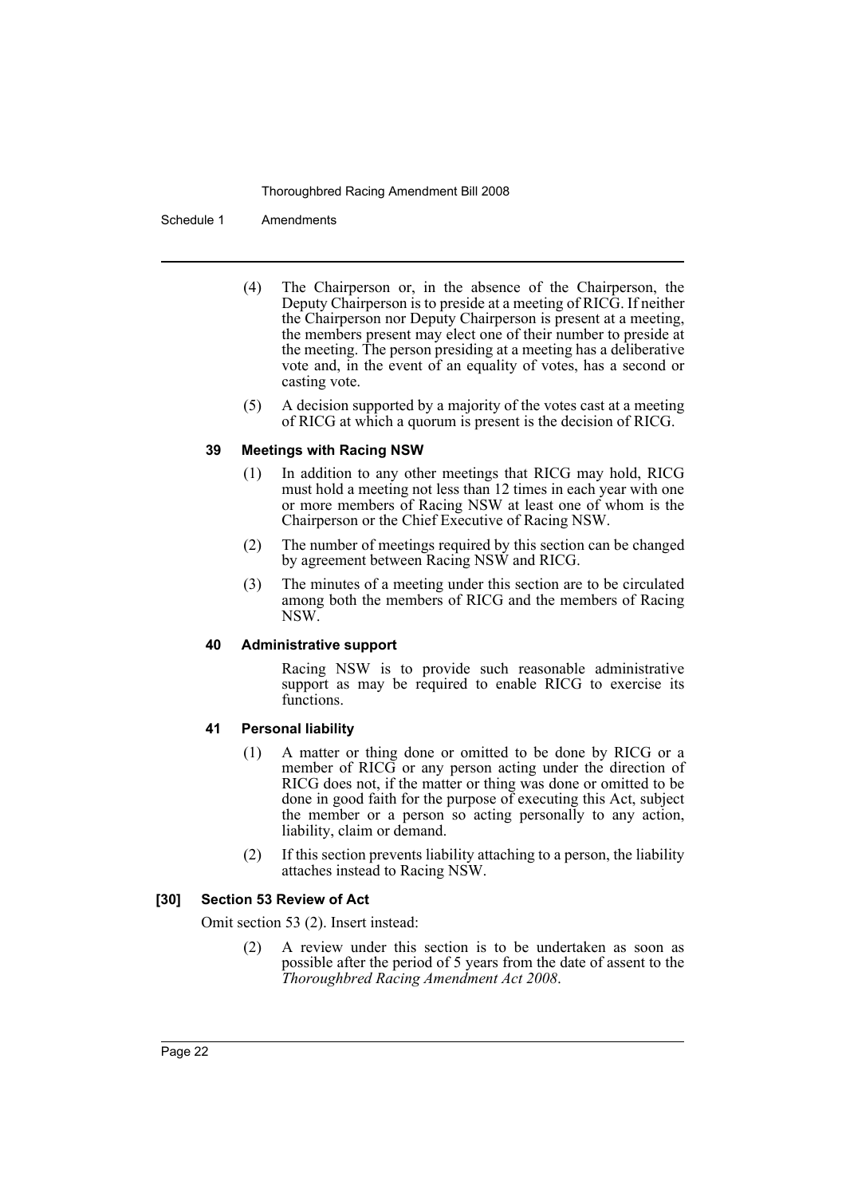(4) The Chairperson or, in the absence of the Chairperson, the Deputy Chairperson is to preside at a meeting of RICG. If neither the Chairperson nor Deputy Chairperson is present at a meeting, the members present may elect one of their number to preside at the meeting. The person presiding at a meeting has a deliberative vote and, in the event of an equality of votes, has a second or casting vote.

(5) A decision supported by a majority of the votes cast at a meeting of RICG at which a quorum is present is the decision of RICG.

#### 39 Meetings with Racing NSW

(1) In addition to any other meetings that RICG may hold, RICG must hold a meeting not less than 12 times in each year with one or more members of Racing NSW at least one of whom is the Chairperson or the Chief Executive of Racing NSW.

(2) The number of meetings required by this section can be changed by agreement between Racing NSW and RICG.

(3) The minutes of a meeting under this section are to be circulated among both the members of RICG and the members of Racing NSW.

#### 40 Administrative support

Racing NSW is to provide such reasonable administrative support as may be required to enable RICG to exercise its functions.

#### 41 Personal liability

(1) A matter or thing done or omitted to be done by RICG or a member of RICG or any person acting under the direction of RICG does not, if the matter or thing was done or omitted to be done in good faith for the purpose of executing this Act, subject the member or a person so acting personally to any action, liability, claim or demand.

(2) If this section prevents liability attaching to a person, the liability attaches instead to Racing NSW.

### [30] Section 53 Review of Act

Omit section 53 (2). Insert instead:

(2) A review under this section is to be undertaken as soon as possible after the period of 5 years from the date of assent to the *Thoroughbred Racing Amendment Act 2008*.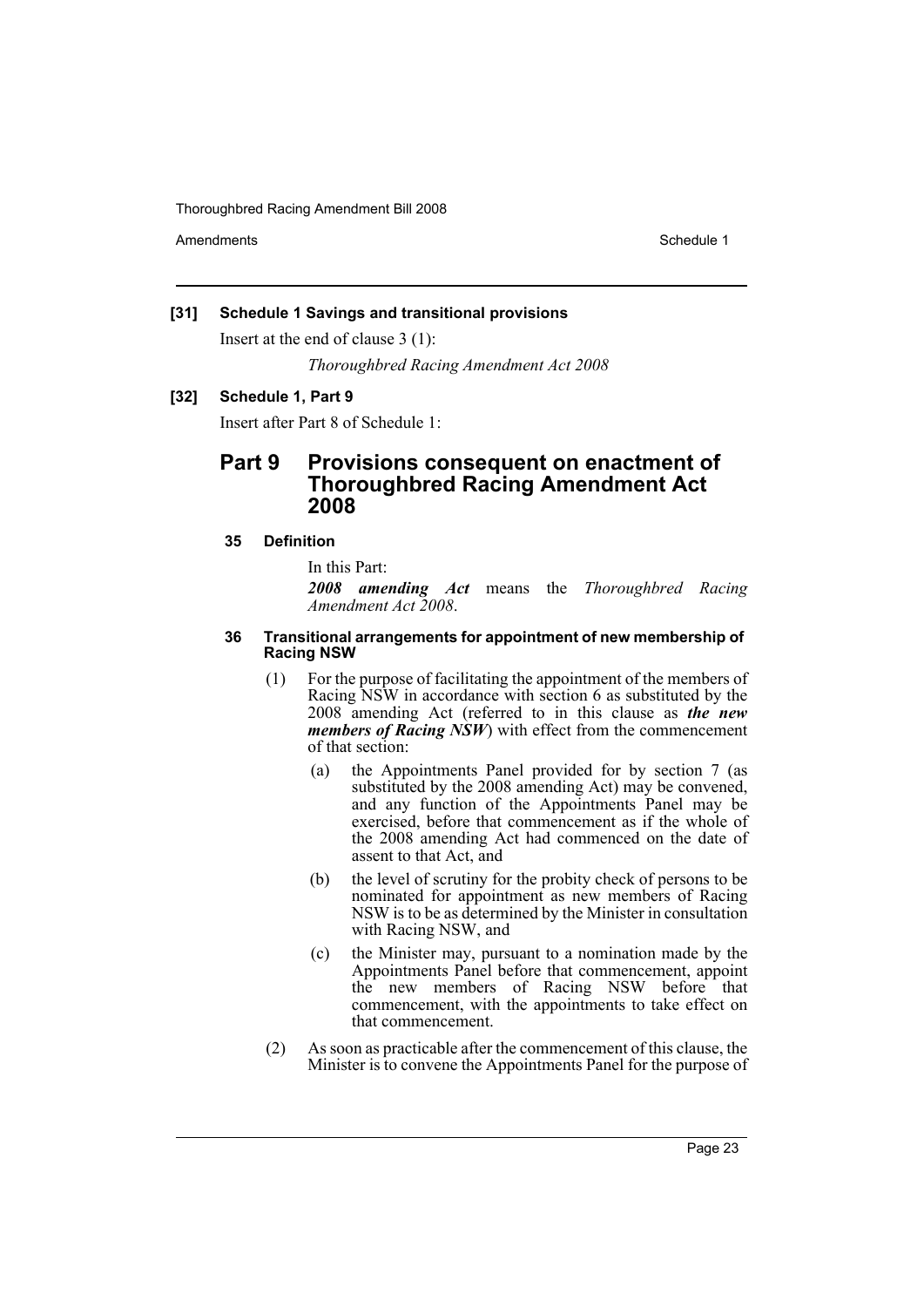**[31] Schedule 1 Savings and transitional provisions**

Insert at the end of clause 3 (1):

*Thoroughbred Racing Amendment Act 2008*

**[32] Schedule 1, Part 9**

Insert after Part 8 of Schedule 1:

## Part 9 Provisions consequent on enactment of Thoroughbred Racing Amendment Act 2008

**35 Definition**

In this Part:

***2008 amending Act*** means the *Thoroughbred Racing Amendment Act 2008*.

**36 Transitional arrangements for appointment of new membership of Racing NSW**

(1) For the purpose of facilitating the appointment of the members of Racing NSW in accordance with section 6 as substituted by the 2008 amending Act (referred to in this clause as ***the new members of Racing NSW***) with effect from the commencement of that section:

(a) the Appointments Panel provided for by section 7 (as substituted by the 2008 amending Act) may be convened, and any function of the Appointments Panel may be exercised, before that commencement as if the whole of the 2008 amending Act had commenced on the date of assent to that Act, and

(b) the level of scrutiny for the probity check of persons to be nominated for appointment as new members of Racing NSW is to be as determined by the Minister in consultation with Racing NSW, and

(c) the Minister may, pursuant to a nomination made by the Appointments Panel before that commencement, appoint the new members of Racing NSW before that commencement, with the appointments to take effect on that commencement.

(2) As soon as practicable after the commencement of this clause, the Minister is to convene the Appointments Panel for the purpose of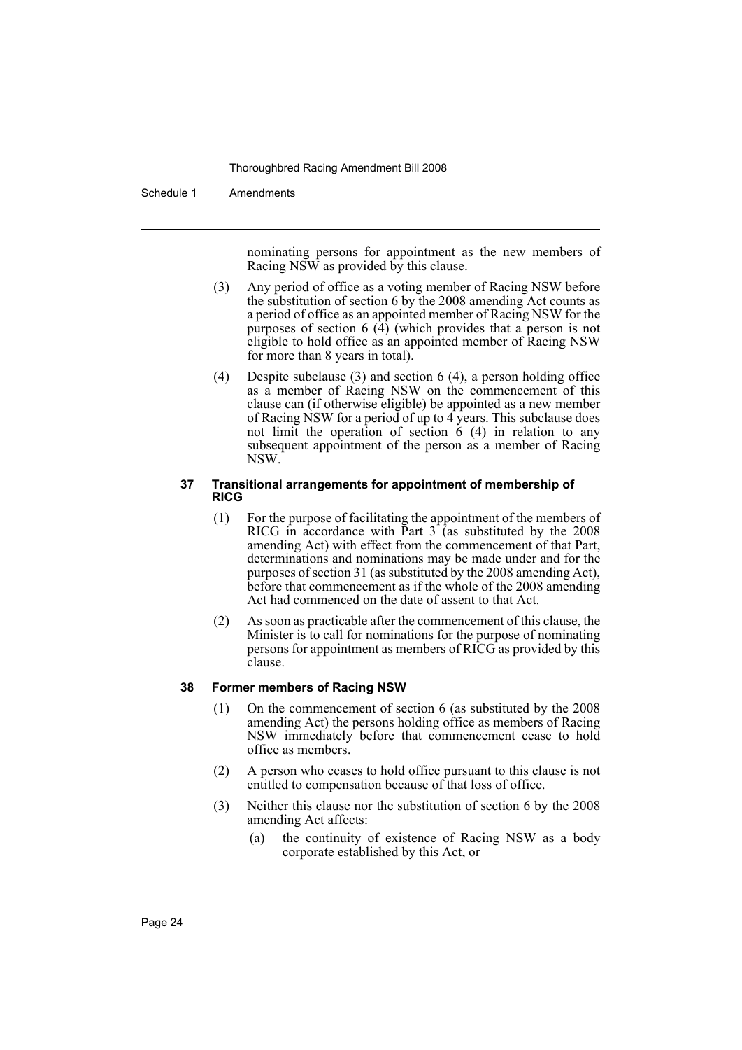nominating persons for appointment as the new members of Racing NSW as provided by this clause.

(3) Any period of office as a voting member of Racing NSW before the substitution of section 6 by the 2008 amending Act counts as a period of office as an appointed member of Racing NSW for the purposes of section 6 (4) (which provides that a person is not eligible to hold office as an appointed member of Racing NSW for more than 8 years in total).

(4) Despite subclause (3) and section 6 (4), a person holding office as a member of Racing NSW on the commencement of this clause can (if otherwise eligible) be appointed as a new member of Racing NSW for a period of up to 4 years. This subclause does not limit the operation of section 6 (4) in relation to any subsequent appointment of the person as a member of Racing NSW.

#### 37 Transitional arrangements for appointment of membership of RICG

(1) For the purpose of facilitating the appointment of the members of RICG in accordance with Part 3 (as substituted by the 2008 amending Act) with effect from the commencement of that Part, determinations and nominations may be made under and for the purposes of section 31 (as substituted by the 2008 amending Act), before that commencement as if the whole of the 2008 amending Act had commenced on the date of assent to that Act.

(2) As soon as practicable after the commencement of this clause, the Minister is to call for nominations for the purpose of nominating persons for appointment as members of RICG as provided by this clause.

#### 38 Former members of Racing NSW

(1) On the commencement of section 6 (as substituted by the 2008 amending Act) the persons holding office as members of Racing NSW immediately before that commencement cease to hold office as members.

(2) A person who ceases to hold office pursuant to this clause is not entitled to compensation because of that loss of office.

(3) Neither this clause nor the substitution of section 6 by the 2008 amending Act affects:

(a) the continuity of existence of Racing NSW as a body corporate established by this Act, or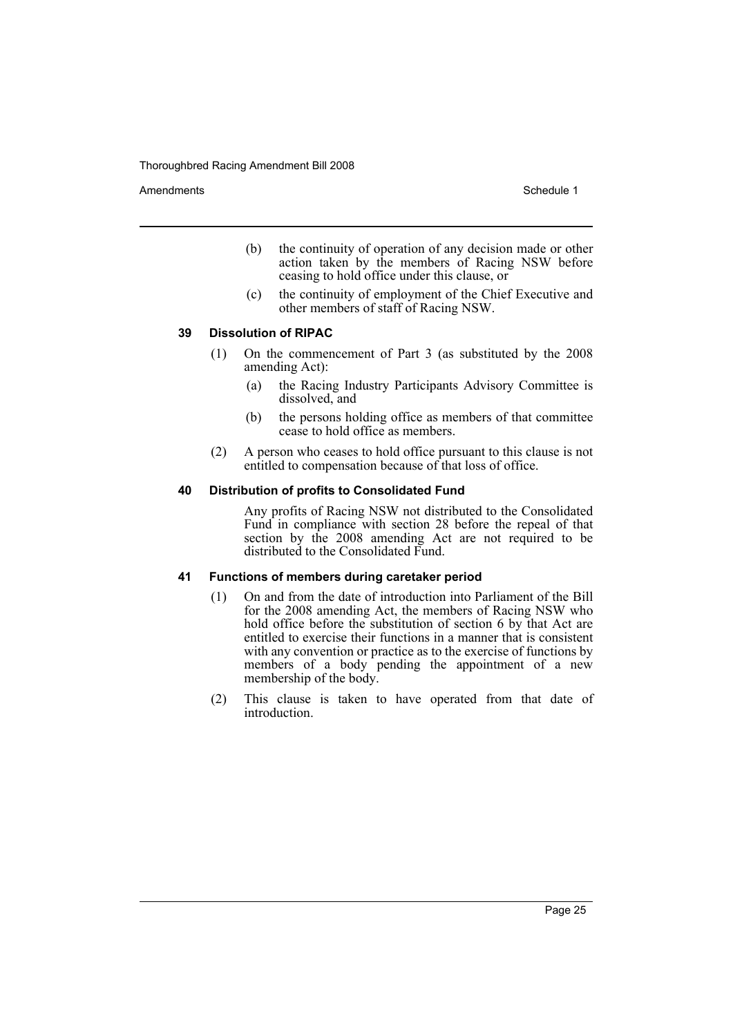(b) the continuity of operation of any decision made or other action taken by the members of Racing NSW before ceasing to hold office under this clause, or

(c) the continuity of employment of the Chief Executive and other members of staff of Racing NSW.

#### 39 Dissolution of RIPAC

(1) On the commencement of Part 3 (as substituted by the 2008 amending Act):

(a) the Racing Industry Participants Advisory Committee is dissolved, and

(b) the persons holding office as members of that committee cease to hold office as members.

(2) A person who ceases to hold office pursuant to this clause is not entitled to compensation because of that loss of office.

#### 40 Distribution of profits to Consolidated Fund

Any profits of Racing NSW not distributed to the Consolidated Fund in compliance with section 28 before the repeal of that section by the 2008 amending Act are not required to be distributed to the Consolidated Fund.

#### 41 Functions of members during caretaker period

(1) On and from the date of introduction into Parliament of the Bill for the 2008 amending Act, the members of Racing NSW who hold office before the substitution of section 6 by that Act are entitled to exercise their functions in a manner that is consistent with any convention or practice as to the exercise of functions by members of a body pending the appointment of a new membership of the body.

(2) This clause is taken to have operated from that date of introduction.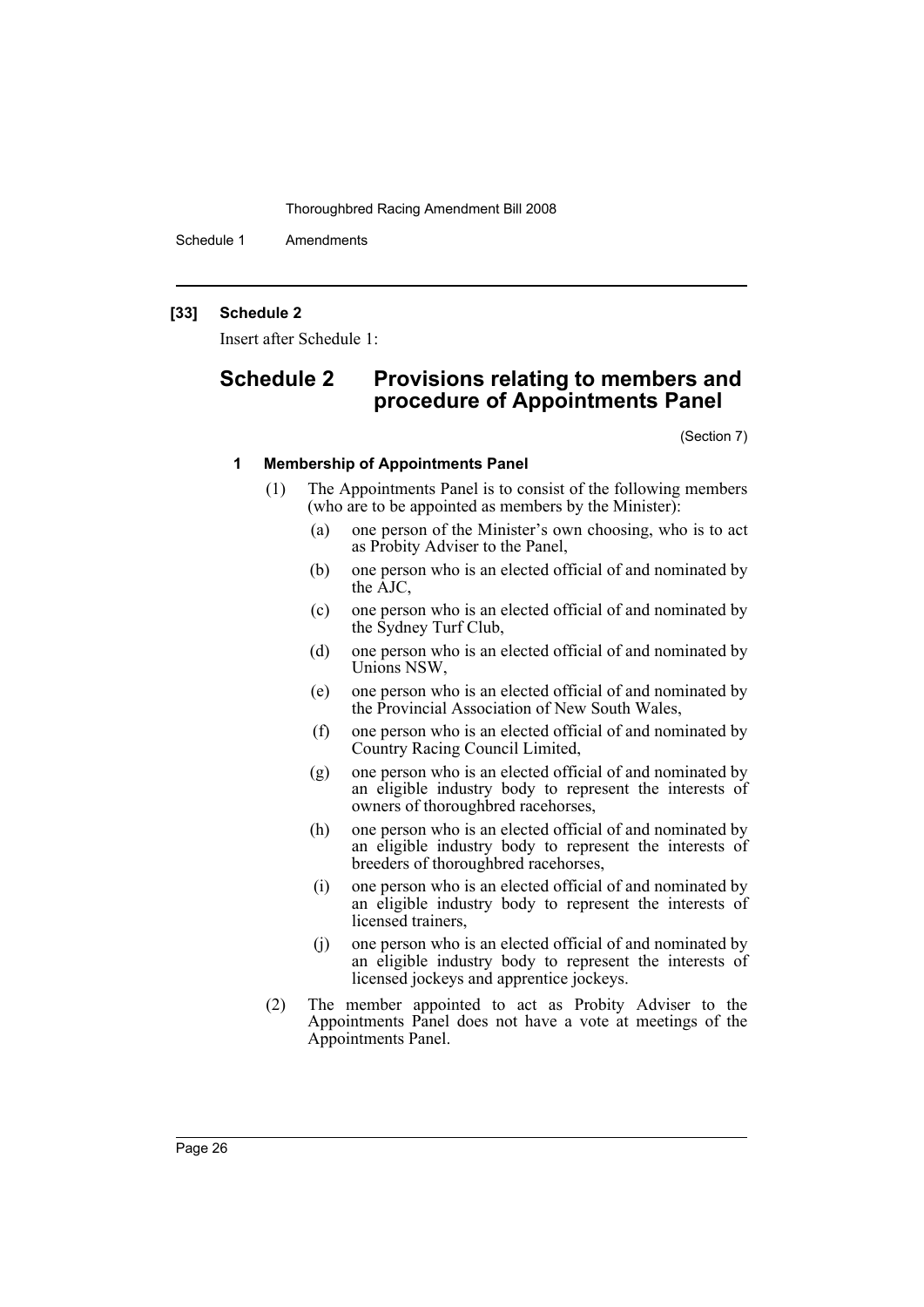**[33] Schedule 2**

Insert after Schedule 1:

# Schedule 2 Provisions relating to members and procedure of Appointments Panel

(Section 7)

### 1 Membership of Appointments Panel

(1) The Appointments Panel is to consist of the following members (who are to be appointed as members by the Minister):

- (a) one person of the Minister's own choosing, who is to act as Probity Adviser to the Panel,
- (b) one person who is an elected official of and nominated by the AJC,
- (c) one person who is an elected official of and nominated by the Sydney Turf Club,
- (d) one person who is an elected official of and nominated by Unions NSW,
- (e) one person who is an elected official of and nominated by the Provincial Association of New South Wales,
- (f) one person who is an elected official of and nominated by Country Racing Council Limited,
- (g) one person who is an elected official of and nominated by an eligible industry body to represent the interests of owners of thoroughbred racehorses,
- (h) one person who is an elected official of and nominated by an eligible industry body to represent the interests of breeders of thoroughbred racehorses,
- (i) one person who is an elected official of and nominated by an eligible industry body to represent the interests of licensed trainers,
- (j) one person who is an elected official of and nominated by an eligible industry body to represent the interests of licensed jockeys and apprentice jockeys.

(2) The member appointed to act as Probity Adviser to the Appointments Panel does not have a vote at meetings of the Appointments Panel.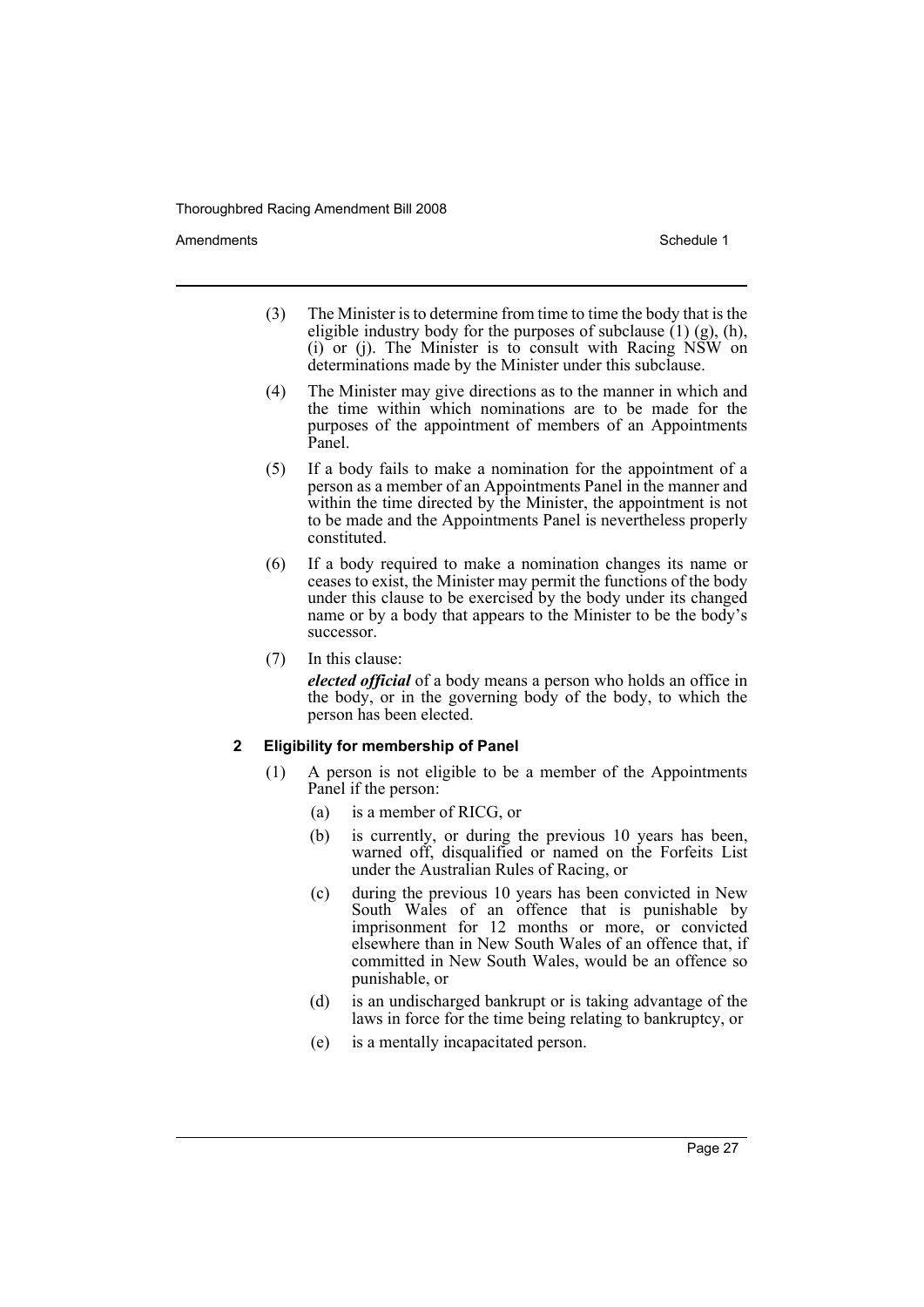(3) The Minister is to determine from time to time the body that is the eligible industry body for the purposes of subclause (1) (g), (h), (i) or (j). The Minister is to consult with Racing NSW on determinations made by the Minister under this subclause.

(4) The Minister may give directions as to the manner in which and the time within which nominations are to be made for the purposes of the appointment of members of an Appointments Panel.

(5) If a body fails to make a nomination for the appointment of a person as a member of an Appointments Panel in the manner and within the time directed by the Minister, the appointment is not to be made and the Appointments Panel is nevertheless properly constituted.

(6) If a body required to make a nomination changes its name or ceases to exist, the Minister may permit the functions of the body under this clause to be exercised by the body under its changed name or by a body that appears to the Minister to be the body's successor.

(7) In this clause:

***elected official*** of a body means a person who holds an office in the body, or in the governing body of the body, to which the person has been elected.

**2 Eligibility for membership of Panel**

(1) A person is not eligible to be a member of the Appointments Panel if the person:

(a) is a member of RICG, or

(b) is currently, or during the previous 10 years has been, warned off, disqualified or named on the Forfeits List under the Australian Rules of Racing, or

(c) during the previous 10 years has been convicted in New South Wales of an offence that is punishable by imprisonment for 12 months or more, or convicted elsewhere than in New South Wales of an offence that, if committed in New South Wales, would be an offence so punishable, or

(d) is an undischarged bankrupt or is taking advantage of the laws in force for the time being relating to bankruptcy, or

(e) is a mentally incapacitated person.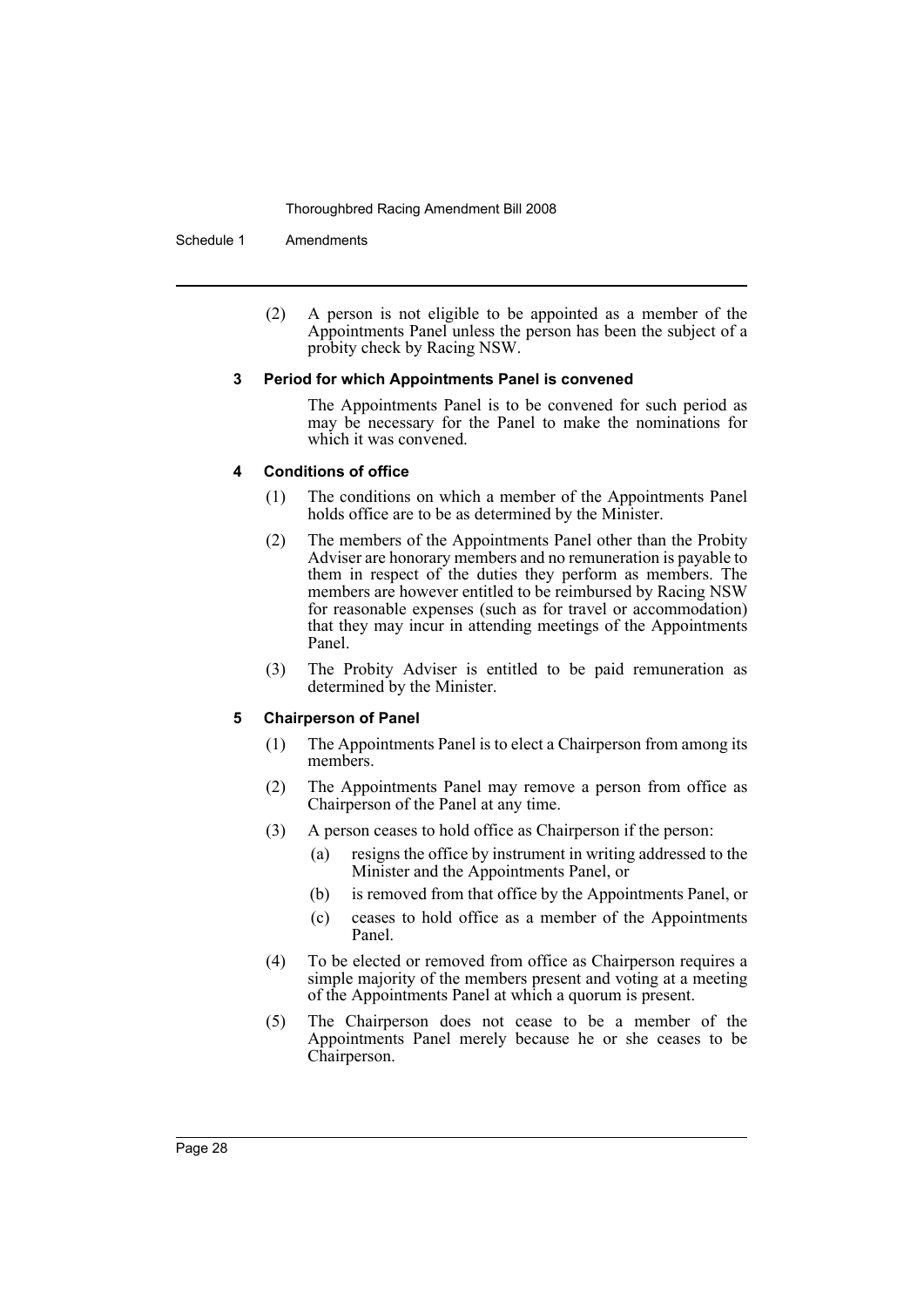(2) A person is not eligible to be appointed as a member of the Appointments Panel unless the person has been the subject of a probity check by Racing NSW.

### 3 Period for which Appointments Panel is convened

The Appointments Panel is to be convened for such period as may be necessary for the Panel to make the nominations for which it was convened.

### 4 Conditions of office

(1) The conditions on which a member of the Appointments Panel holds office are to be as determined by the Minister.

(2) The members of the Appointments Panel other than the Probity Adviser are honorary members and no remuneration is payable to them in respect of the duties they perform as members. The members are however entitled to be reimbursed by Racing NSW for reasonable expenses (such as for travel or accommodation) that they may incur in attending meetings of the Appointments Panel.

(3) The Probity Adviser is entitled to be paid remuneration as determined by the Minister.

### 5 Chairperson of Panel

(1) The Appointments Panel is to elect a Chairperson from among its members.

(2) The Appointments Panel may remove a person from office as Chairperson of the Panel at any time.

(3) A person ceases to hold office as Chairperson if the person:

- (a) resigns the office by instrument in writing addressed to the Minister and the Appointments Panel, or
- (b) is removed from that office by the Appointments Panel, or
- (c) ceases to hold office as a member of the Appointments Panel.

(4) To be elected or removed from office as Chairperson requires a simple majority of the members present and voting at a meeting of the Appointments Panel at which a quorum is present.

(5) The Chairperson does not cease to be a member of the Appointments Panel merely because he or she ceases to be Chairperson.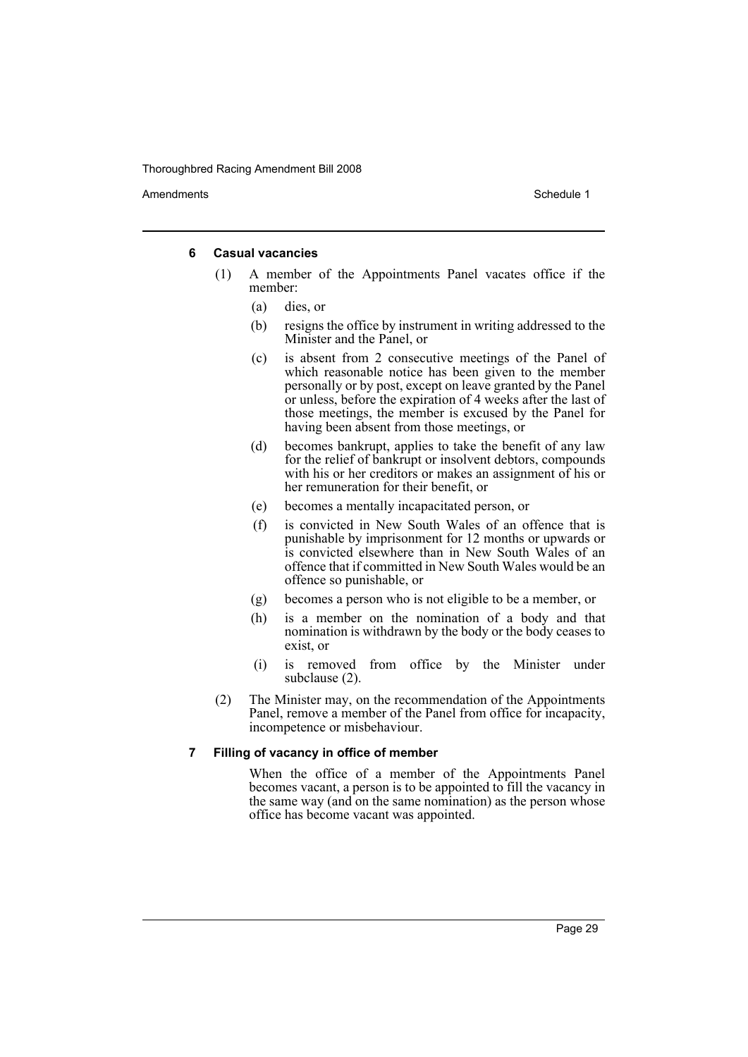#### 6 Casual vacancies

(1) A member of the Appointments Panel vacates office if the member:

- (a) dies, or
- (b) resigns the office by instrument in writing addressed to the Minister and the Panel, or
- (c) is absent from 2 consecutive meetings of the Panel of which reasonable notice has been given to the member personally or by post, except on leave granted by the Panel or unless, before the expiration of 4 weeks after the last of those meetings, the member is excused by the Panel for having been absent from those meetings, or
- (d) becomes bankrupt, applies to take the benefit of any law for the relief of bankrupt or insolvent debtors, compounds with his or her creditors or makes an assignment of his or her remuneration for their benefit, or
- (e) becomes a mentally incapacitated person, or
- (f) is convicted in New South Wales of an offence that is punishable by imprisonment for 12 months or upwards or is convicted elsewhere than in New South Wales of an offence that if committed in New South Wales would be an offence so punishable, or
- (g) becomes a person who is not eligible to be a member, or
- (h) is a member on the nomination of a body and that nomination is withdrawn by the body or the body ceases to exist, or
- (i) is removed from office by the Minister under subclause (2).

(2) The Minister may, on the recommendation of the Appointments Panel, remove a member of the Panel from office for incapacity, incompetence or misbehaviour.

#### 7 Filling of vacancy in office of member

When the office of a member of the Appointments Panel becomes vacant, a person is to be appointed to fill the vacancy in the same way (and on the same nomination) as the person whose office has become vacant was appointed.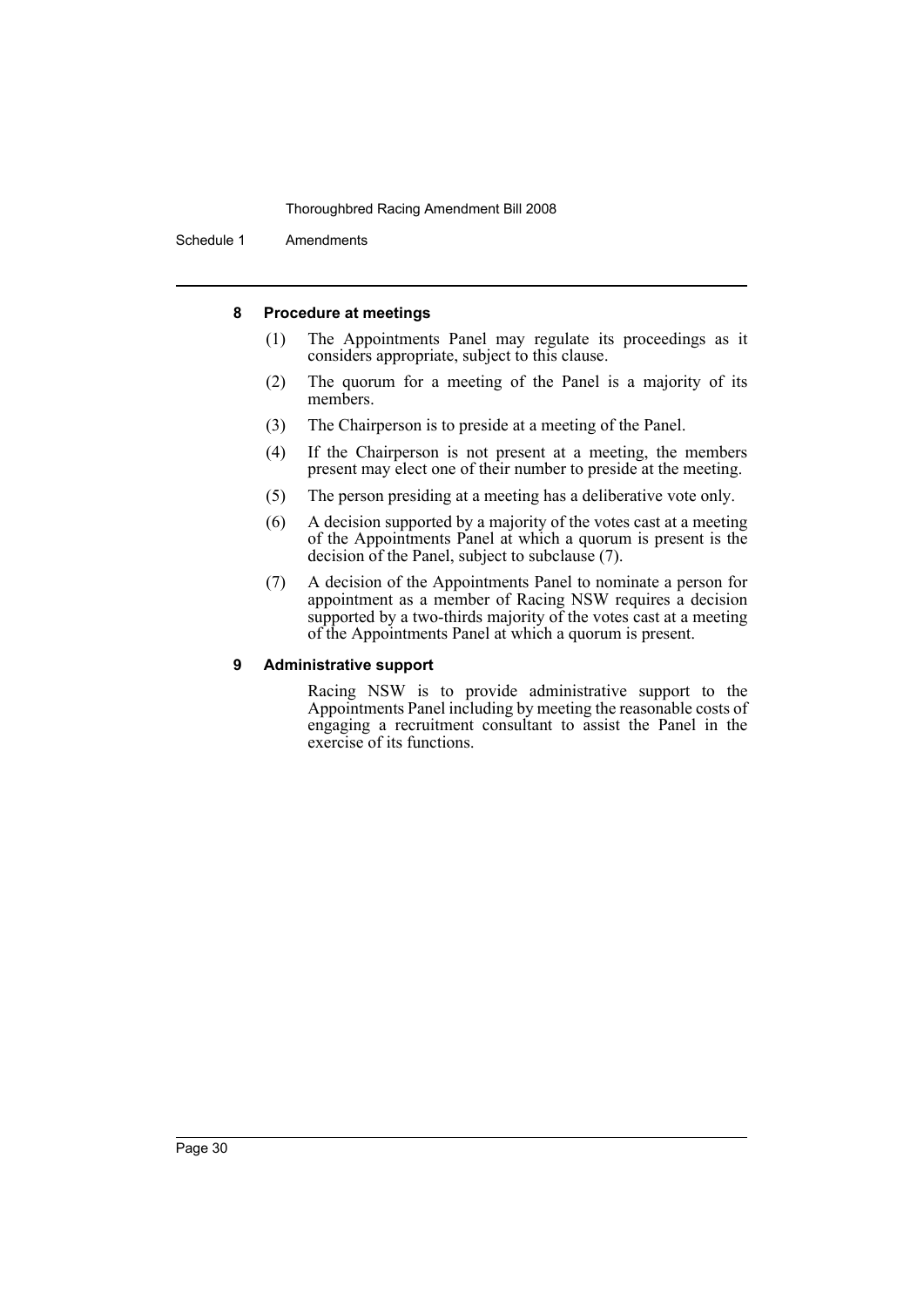#### 8 Procedure at meetings

(1) The Appointments Panel may regulate its proceedings as it considers appropriate, subject to this clause.

(2) The quorum for a meeting of the Panel is a majority of its members.

(3) The Chairperson is to preside at a meeting of the Panel.

(4) If the Chairperson is not present at a meeting, the members present may elect one of their number to preside at the meeting.

(5) The person presiding at a meeting has a deliberative vote only.

(6) A decision supported by a majority of the votes cast at a meeting of the Appointments Panel at which a quorum is present is the decision of the Panel, subject to subclause (7).

(7) A decision of the Appointments Panel to nominate a person for appointment as a member of Racing NSW requires a decision supported by a two-thirds majority of the votes cast at a meeting of the Appointments Panel at which a quorum is present.

#### 9 Administrative support

Racing NSW is to provide administrative support to the Appointments Panel including by meeting the reasonable costs of engaging a recruitment consultant to assist the Panel in the exercise of its functions.